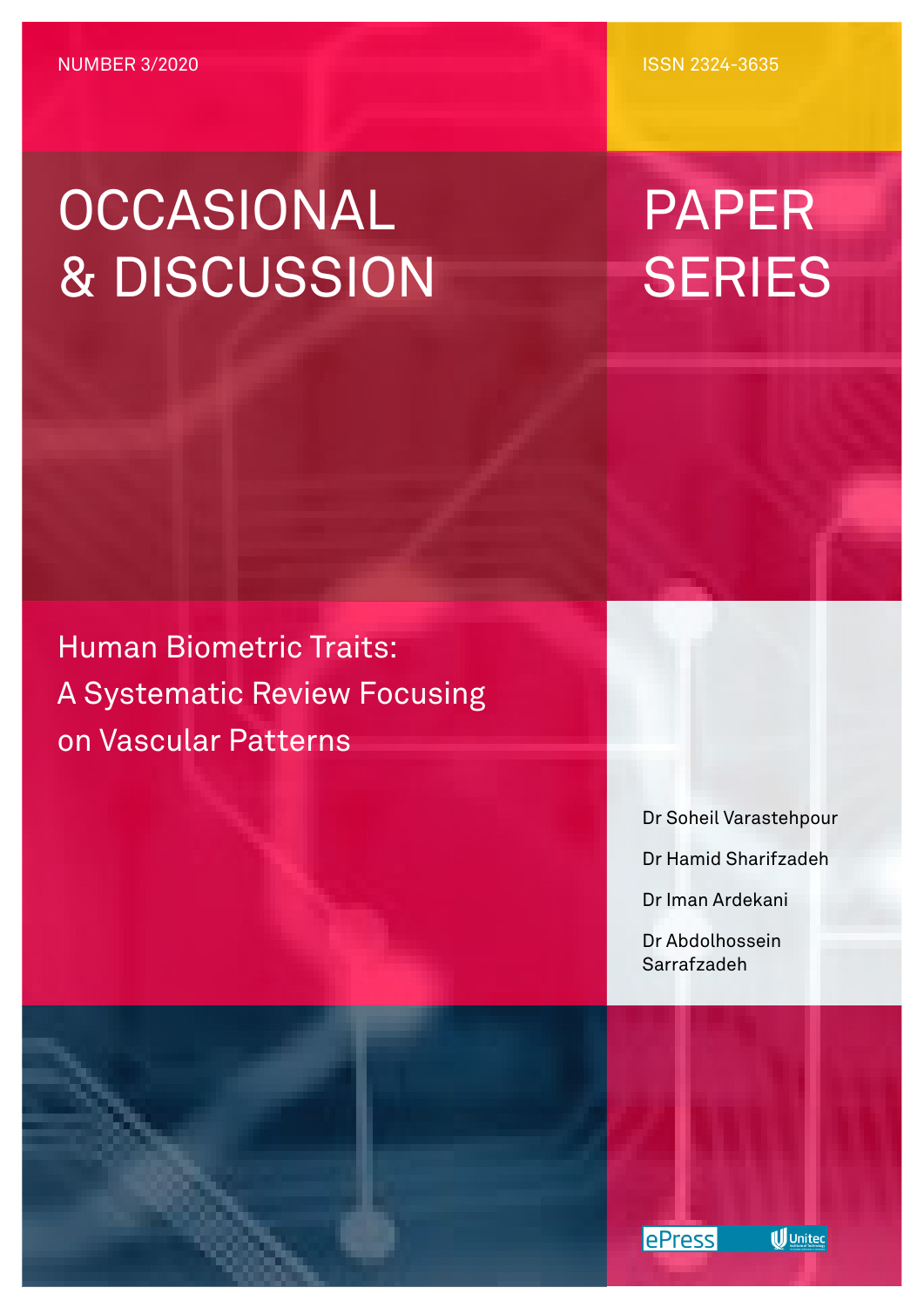NUMBER 3/2020

ISSN 2324-3635

# OCCASIONAL & DISCUSSION PAPER SERIES

## Human Biometric Traits: A Systematic Review Focusing on Vascular Patterns

Dr Soheil Varastehpour

Dr Hamid Sharifzadeh

Dr Iman Ardekani

Dr Abdolhossein Sarrafzadeh

ePress

Unitec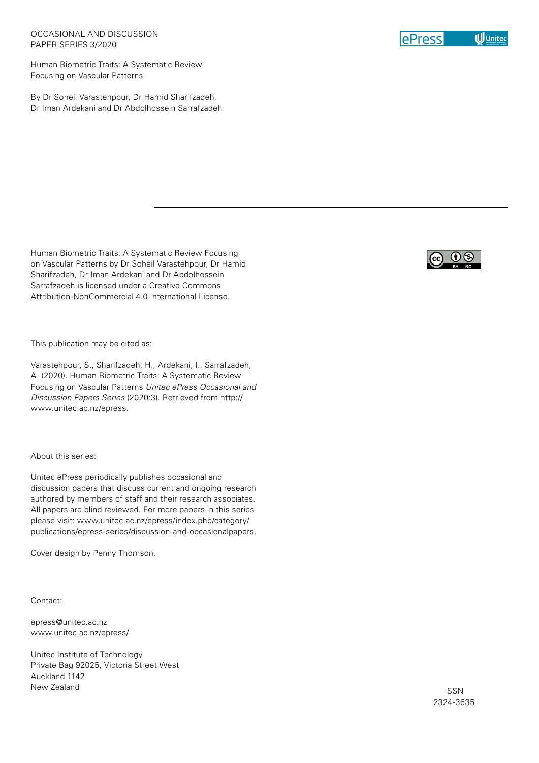OCCASIONAL AND DISCUSSION PAPER SERIES 3/2020

Human Biometric Traits: A Systematic Review Focusing on Vascular Patterns

By Dr Soheil Varastehpour, Dr Hamid Sharifzadeh, Dr Iman Ardekani and Dr Abdolhossein Sarrafzadeh

---

Human Biometric Traits: A Systematic Review Focusing on Vascular Patterns by Dr Soheil Varastehpour, Dr Hamid Sharifzadeh, Dr Iman Ardekani and Dr Abdolhossein Sarrafzadeh is licensed under a Creative Commons Attribution-NonCommercial 4.0 International License.

This publication may be cited as:

Varastehpour, S., Sharifzadeh, H., Ardekani, I., Sarrafzadeh, A. (2020). Human Biometric Traits: A Systematic Review Focusing on Vascular Patterns *Unitec ePress Occasional and Discussion Papers Series* (2020:3). Retrieved from http://www.unitec.ac.nz/epress.

About this series:

Unitec ePress periodically publishes occasional and discussion papers that discuss current and ongoing research authored by members of staff and their research associates. All papers are blind reviewed. For more papers in this series please visit: www.unitec.ac.nz/epress/index.php/category/publications/epress-series/discussion-and-occasionalpapers.

Cover design by Penny Thomson.

Contact:

epress@unitec.ac.nz
www.unitec.ac.nz/epress/

Unitec Institute of Technology
Private Bag 92025, Victoria Street West
Auckland 1142
New Zealand

ISSN
2324-3635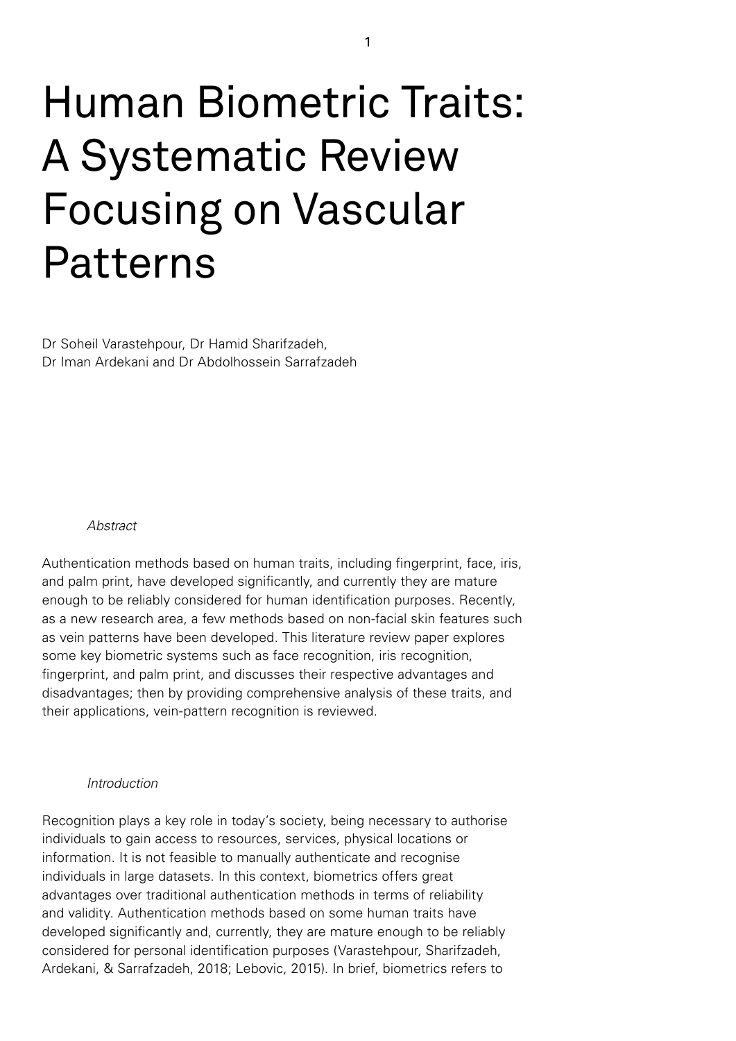# Human Biometric Traits: A Systematic Review Focusing on Vascular Patterns

Dr Soheil Varastehpour, Dr Hamid Sharifzadeh,
Dr Iman Ardekani and Dr Abdolhossein Sarrafzadeh

*Abstract*

Authentication methods based on human traits, including fingerprint, face, iris, and palm print, have developed significantly, and currently they are mature enough to be reliably considered for human identification purposes. Recently, as a new research area, a few methods based on non-facial skin features such as vein patterns have been developed. This literature review paper explores some key biometric systems such as face recognition, iris recognition, fingerprint, and palm print, and discusses their respective advantages and disadvantages; then by providing comprehensive analysis of these traits, and their applications, vein-pattern recognition is reviewed.

*Introduction*

Recognition plays a key role in today's society, being necessary to authorise individuals to gain access to resources, services, physical locations or information. It is not feasible to manually authenticate and recognise individuals in large datasets. In this context, biometrics offers great advantages over traditional authentication methods in terms of reliability and validity. Authentication methods based on some human traits have developed significantly and, currently, they are mature enough to be reliably considered for personal identification purposes (Varastehpour, Sharifzadeh, Ardekani, & Sarrafzadeh, 2018; Lebovic, 2015). In brief, biometrics refers to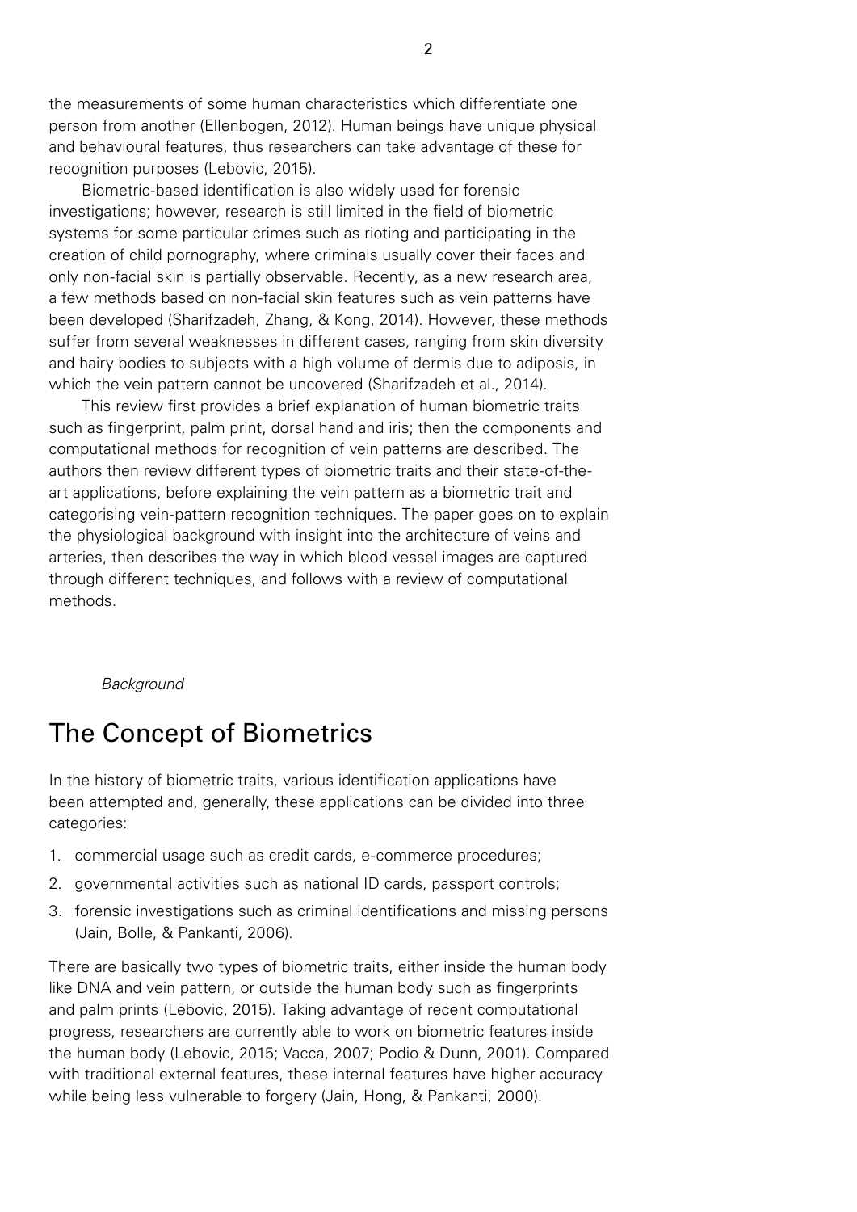the measurements of some human characteristics which differentiate one person from another (Ellenbogen, 2012). Human beings have unique physical and behavioural features, thus researchers can take advantage of these for recognition purposes (Lebovic, 2015).

Biometric-based identification is also widely used for forensic investigations; however, research is still limited in the field of biometric systems for some particular crimes such as rioting and participating in the creation of child pornography, where criminals usually cover their faces and only non-facial skin is partially observable. Recently, as a new research area, a few methods based on non-facial skin features such as vein patterns have been developed (Sharifzadeh, Zhang, & Kong, 2014). However, these methods suffer from several weaknesses in different cases, ranging from skin diversity and hairy bodies to subjects with a high volume of dermis due to adiposis, in which the vein pattern cannot be uncovered (Sharifzadeh et al., 2014).

This review first provides a brief explanation of human biometric traits such as fingerprint, palm print, dorsal hand and iris; then the components and computational methods for recognition of vein patterns are described. The authors then review different types of biometric traits and their state-of-the-art applications, before explaining the vein pattern as a biometric trait and categorising vein-pattern recognition techniques. The paper goes on to explain the physiological background with insight into the architecture of veins and arteries, then describes the way in which blood vessel images are captured through different techniques, and follows with a review of computational methods.

*Background*

## The Concept of Biometrics

In the history of biometric traits, various identification applications have been attempted and, generally, these applications can be divided into three categories:

1. commercial usage such as credit cards, e-commerce procedures;
2. governmental activities such as national ID cards, passport controls;
3. forensic investigations such as criminal identifications and missing persons (Jain, Bolle, & Pankanti, 2006).

There are basically two types of biometric traits, either inside the human body like DNA and vein pattern, or outside the human body such as fingerprints and palm prints (Lebovic, 2015). Taking advantage of recent computational progress, researchers are currently able to work on biometric features inside the human body (Lebovic, 2015; Vacca, 2007; Podio & Dunn, 2001). Compared with traditional external features, these internal features have higher accuracy while being less vulnerable to forgery (Jain, Hong, & Pankanti, 2000).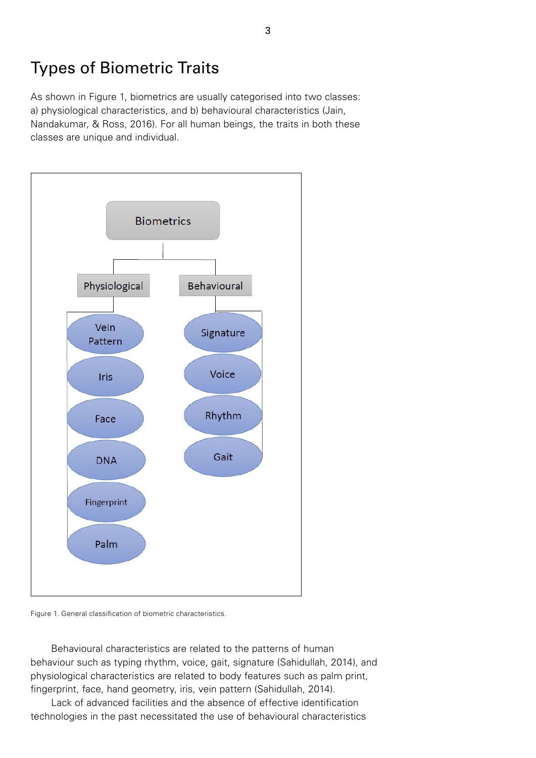# Types of Biometric Traits

As shown in Figure 1, biometrics are usually categorised into two classes: a) physiological characteristics, and b) behavioural characteristics (Jain, Nandakumar, & Ross, 2016). For all human beings, the traits in both these classes are unique and individual.

Figure 1. General classification of biometric characteristics.

Behavioural characteristics are related to the patterns of human behaviour such as typing rhythm, voice, gait, signature (Sahidullah, 2014), and physiological characteristics are related to body features such as palm print, fingerprint, face, hand geometry, iris, vein pattern (Sahidullah, 2014).

Lack of advanced facilities and the absence of effective identification technologies in the past necessitated the use of behavioural characteristics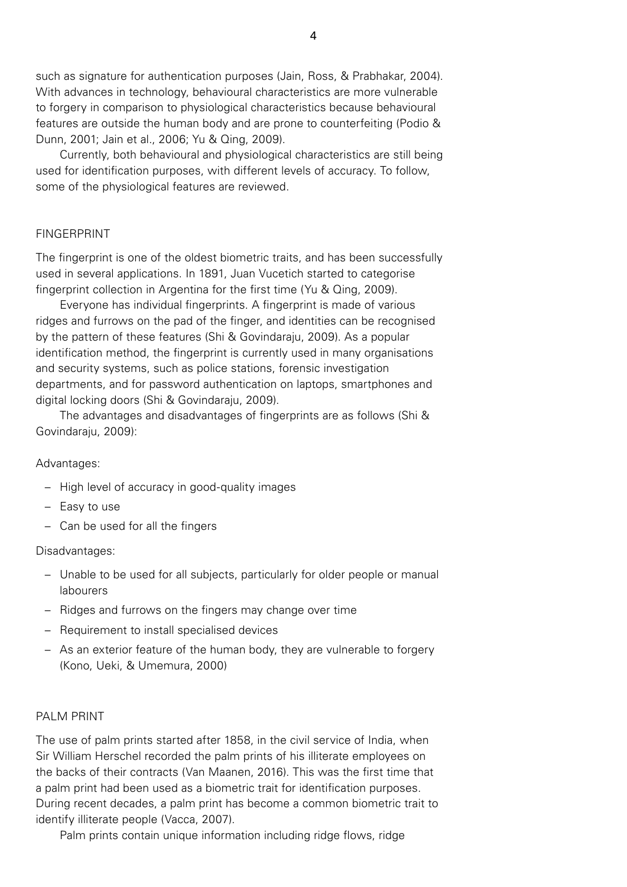such as signature for authentication purposes (Jain, Ross, & Prabhakar, 2004). With advances in technology, behavioural characteristics are more vulnerable to forgery in comparison to physiological characteristics because behavioural features are outside the human body and are prone to counterfeiting (Podio & Dunn, 2001; Jain et al., 2006; Yu & Qing, 2009).

Currently, both behavioural and physiological characteristics are still being used for identification purposes, with different levels of accuracy. To follow, some of the physiological features are reviewed.

## FINGERPRINT

The fingerprint is one of the oldest biometric traits, and has been successfully used in several applications. In 1891, Juan Vucetich started to categorise fingerprint collection in Argentina for the first time (Yu & Qing, 2009).

Everyone has individual fingerprints. A fingerprint is made of various ridges and furrows on the pad of the finger, and identities can be recognised by the pattern of these features (Shi & Govindaraju, 2009). As a popular identification method, the fingerprint is currently used in many organisations and security systems, such as police stations, forensic investigation departments, and for password authentication on laptops, smartphones and digital locking doors (Shi & Govindaraju, 2009).

The advantages and disadvantages of fingerprints are as follows (Shi & Govindaraju, 2009):

Advantages:

- High level of accuracy in good-quality images
- Easy to use
- Can be used for all the fingers

Disadvantages:

- Unable to be used for all subjects, particularly for older people or manual labourers
- Ridges and furrows on the fingers may change over time
- Requirement to install specialised devices
- As an exterior feature of the human body, they are vulnerable to forgery (Kono, Ueki, & Umemura, 2000)

## PALM PRINT

The use of palm prints started after 1858, in the civil service of India, when Sir William Herschel recorded the palm prints of his illiterate employees on the backs of their contracts (Van Maanen, 2016). This was the first time that a palm print had been used as a biometric trait for identification purposes. During recent decades, a palm print has become a common biometric trait to identify illiterate people (Vacca, 2007).

Palm prints contain unique information including ridge flows, ridge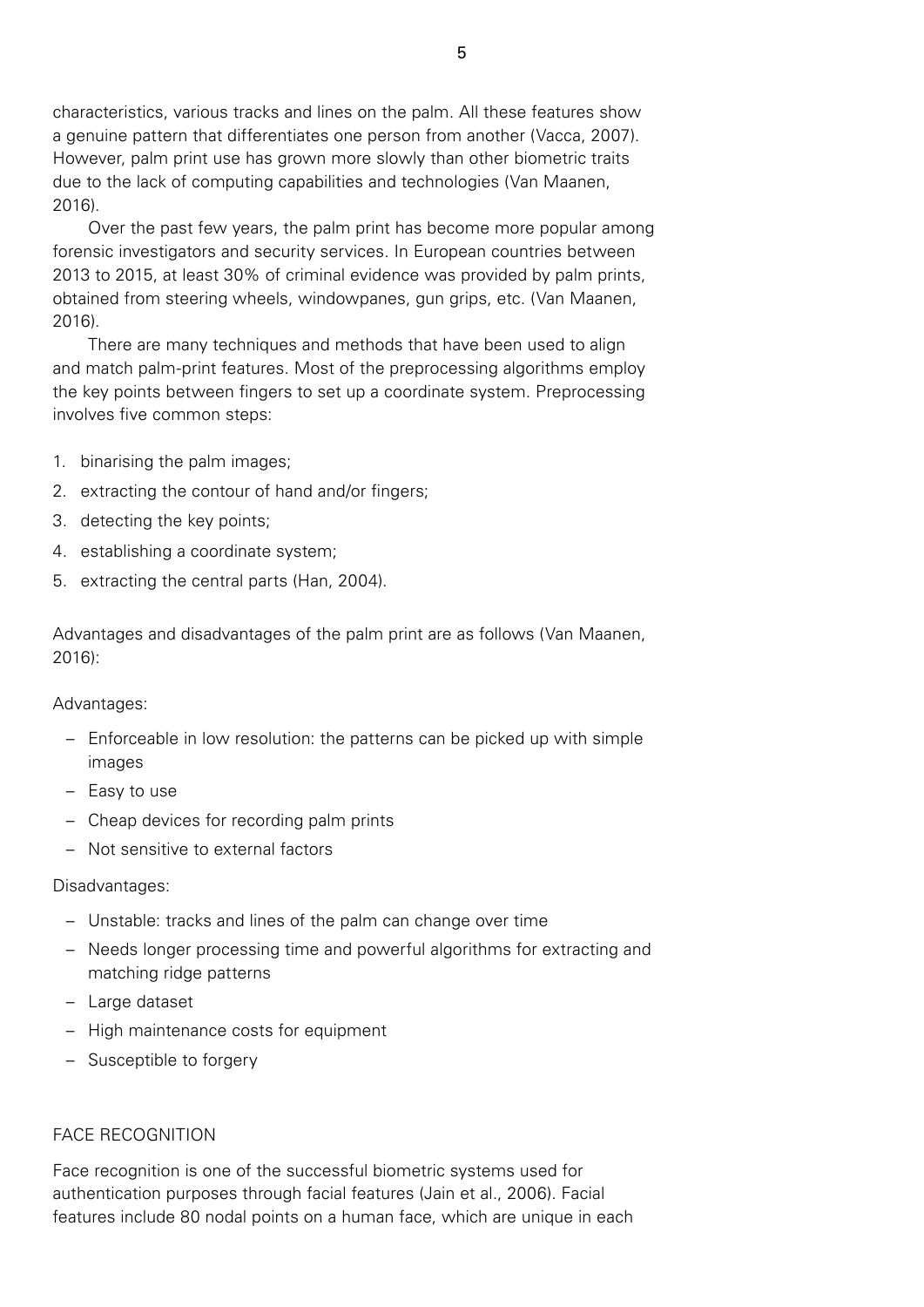characteristics, various tracks and lines on the palm. All these features show a genuine pattern that differentiates one person from another (Vacca, 2007). However, palm print use has grown more slowly than other biometric traits due to the lack of computing capabilities and technologies (Van Maanen, 2016).

Over the past few years, the palm print has become more popular among forensic investigators and security services. In European countries between 2013 to 2015, at least 30% of criminal evidence was provided by palm prints, obtained from steering wheels, windowpanes, gun grips, etc. (Van Maanen, 2016).

There are many techniques and methods that have been used to align and match palm-print features. Most of the preprocessing algorithms employ the key points between fingers to set up a coordinate system. Preprocessing involves five common steps:

1. binarising the palm images;
2. extracting the contour of hand and/or fingers;
3. detecting the key points;
4. establishing a coordinate system;
5. extracting the central parts (Han, 2004).

Advantages and disadvantages of the palm print are as follows (Van Maanen, 2016):

Advantages:

- Enforceable in low resolution: the patterns can be picked up with simple images
- Easy to use
- Cheap devices for recording palm prints
- Not sensitive to external factors

Disadvantages:

- Unstable: tracks and lines of the palm can change over time
- Needs longer processing time and powerful algorithms for extracting and matching ridge patterns
- Large dataset
- High maintenance costs for equipment
- Susceptible to forgery

## FACE RECOGNITION

Face recognition is one of the successful biometric systems used for authentication purposes through facial features (Jain et al., 2006). Facial features include 80 nodal points on a human face, which are unique in each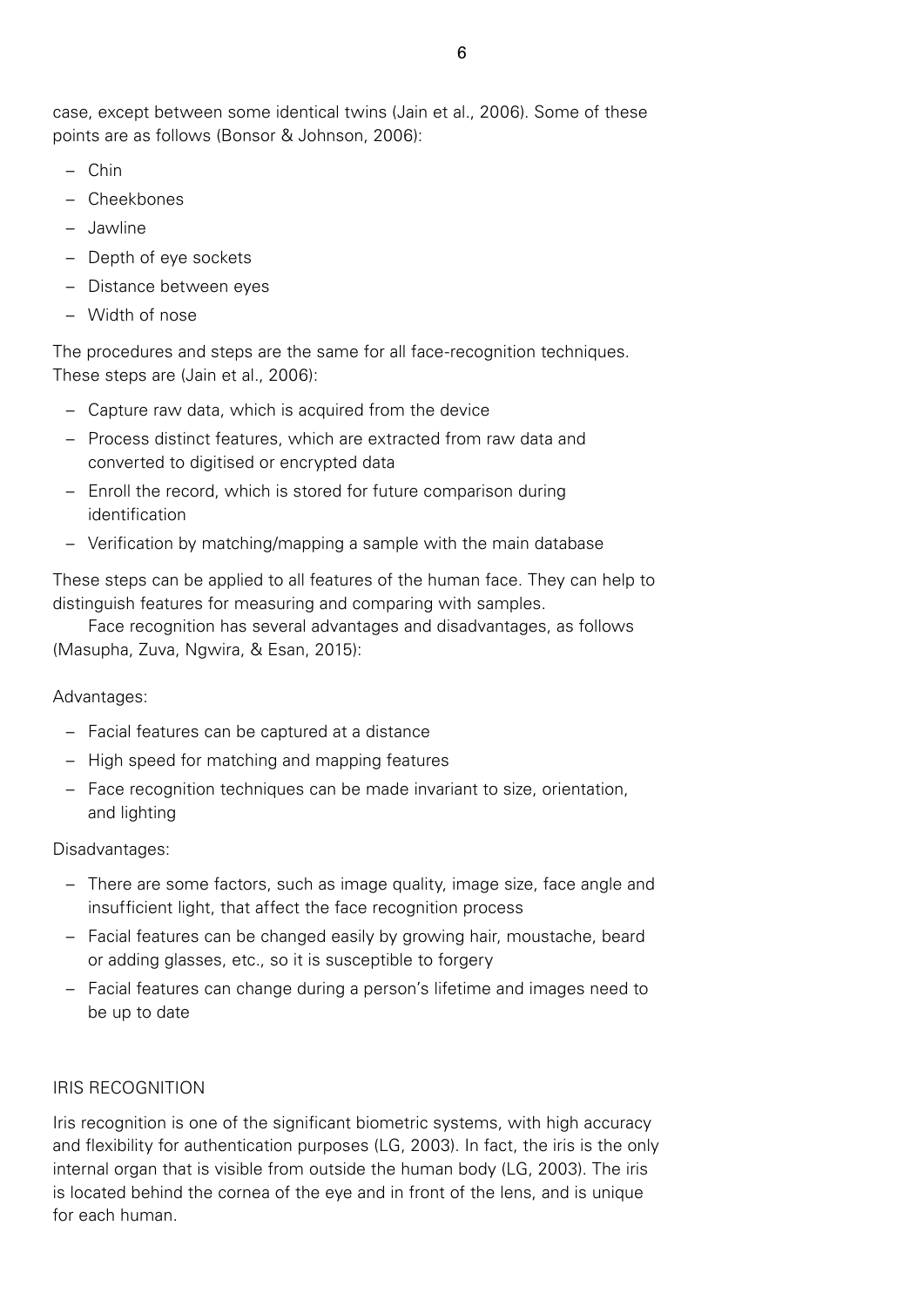case, except between some identical twins (Jain et al., 2006). Some of these points are as follows (Bonsor & Johnson, 2006):

- Chin
- Cheekbones
- Jawline
- Depth of eye sockets
- Distance between eyes
- Width of nose

The procedures and steps are the same for all face-recognition techniques. These steps are (Jain et al., 2006):

- Capture raw data, which is acquired from the device
- Process distinct features, which are extracted from raw data and converted to digitised or encrypted data
- Enroll the record, which is stored for future comparison during identification
- Verification by matching/mapping a sample with the main database

These steps can be applied to all features of the human face. They can help to distinguish features for measuring and comparing with samples.

Face recognition has several advantages and disadvantages, as follows (Masupha, Zuva, Ngwira, & Esan, 2015):

Advantages:

- Facial features can be captured at a distance
- High speed for matching and mapping features
- Face recognition techniques can be made invariant to size, orientation, and lighting

Disadvantages:

- There are some factors, such as image quality, image size, face angle and insufficient light, that affect the face recognition process
- Facial features can be changed easily by growing hair, moustache, beard or adding glasses, etc., so it is susceptible to forgery
- Facial features can change during a person's lifetime and images need to be up to date

## IRIS RECOGNITION

Iris recognition is one of the significant biometric systems, with high accuracy and flexibility for authentication purposes (LG, 2003). In fact, the iris is the only internal organ that is visible from outside the human body (LG, 2003). The iris is located behind the cornea of the eye and in front of the lens, and is unique for each human.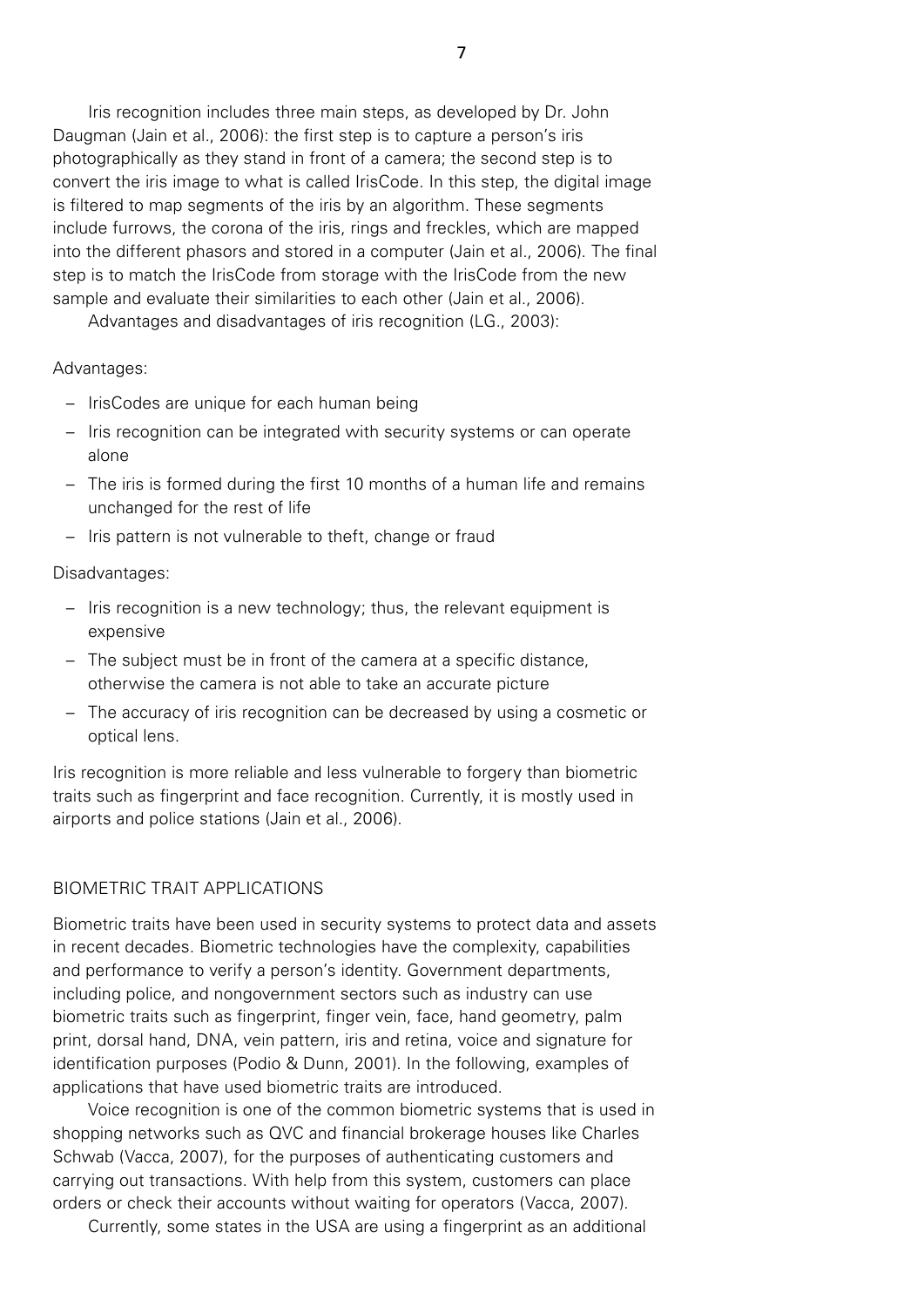Iris recognition includes three main steps, as developed by Dr. John Daugman (Jain et al., 2006): the first step is to capture a person's iris photographically as they stand in front of a camera; the second step is to convert the iris image to what is called IrisCode. In this step, the digital image is filtered to map segments of the iris by an algorithm. These segments include furrows, the corona of the iris, rings and freckles, which are mapped into the different phasors and stored in a computer (Jain et al., 2006). The final step is to match the IrisCode from storage with the IrisCode from the new sample and evaluate their similarities to each other (Jain et al., 2006).

Advantages and disadvantages of iris recognition (LG., 2003):

Advantages:

- IrisCodes are unique for each human being
- Iris recognition can be integrated with security systems or can operate alone
- The iris is formed during the first 10 months of a human life and remains unchanged for the rest of life
- Iris pattern is not vulnerable to theft, change or fraud

Disadvantages:

- Iris recognition is a new technology; thus, the relevant equipment is expensive
- The subject must be in front of the camera at a specific distance, otherwise the camera is not able to take an accurate picture
- The accuracy of iris recognition can be decreased by using a cosmetic or optical lens.

Iris recognition is more reliable and less vulnerable to forgery than biometric traits such as fingerprint and face recognition. Currently, it is mostly used in airports and police stations (Jain et al., 2006).

## BIOMETRIC TRAIT APPLICATIONS

Biometric traits have been used in security systems to protect data and assets in recent decades. Biometric technologies have the complexity, capabilities and performance to verify a person's identity. Government departments, including police, and nongovernment sectors such as industry can use biometric traits such as fingerprint, finger vein, face, hand geometry, palm print, dorsal hand, DNA, vein pattern, iris and retina, voice and signature for identification purposes (Podio & Dunn, 2001). In the following, examples of applications that have used biometric traits are introduced.

Voice recognition is one of the common biometric systems that is used in shopping networks such as QVC and financial brokerage houses like Charles Schwab (Vacca, 2007), for the purposes of authenticating customers and carrying out transactions. With help from this system, customers can place orders or check their accounts without waiting for operators (Vacca, 2007).

Currently, some states in the USA are using a fingerprint as an additional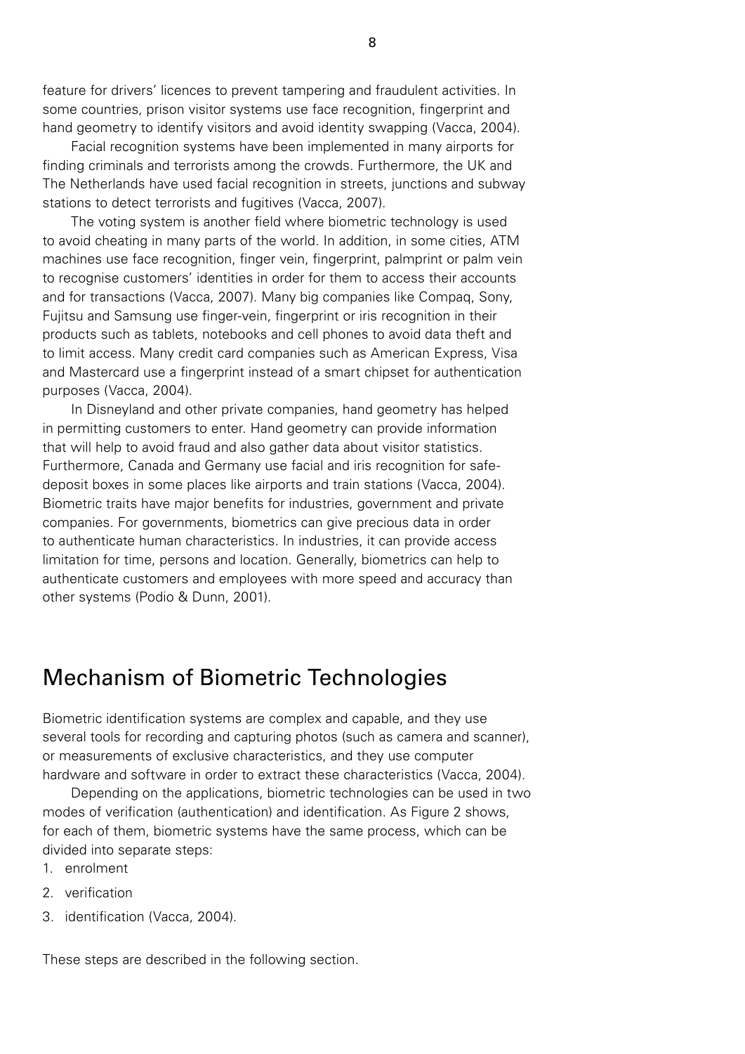feature for drivers' licences to prevent tampering and fraudulent activities. In some countries, prison visitor systems use face recognition, fingerprint and hand geometry to identify visitors and avoid identity swapping (Vacca, 2004).

Facial recognition systems have been implemented in many airports for finding criminals and terrorists among the crowds. Furthermore, the UK and The Netherlands have used facial recognition in streets, junctions and subway stations to detect terrorists and fugitives (Vacca, 2007).

The voting system is another field where biometric technology is used to avoid cheating in many parts of the world. In addition, in some cities, ATM machines use face recognition, finger vein, fingerprint, palmprint or palm vein to recognise customers' identities in order for them to access their accounts and for transactions (Vacca, 2007). Many big companies like Compaq, Sony, Fujitsu and Samsung use finger-vein, fingerprint or iris recognition in their products such as tablets, notebooks and cell phones to avoid data theft and to limit access. Many credit card companies such as American Express, Visa and Mastercard use a fingerprint instead of a smart chipset for authentication purposes (Vacca, 2004).

In Disneyland and other private companies, hand geometry has helped in permitting customers to enter. Hand geometry can provide information that will help to avoid fraud and also gather data about visitor statistics. Furthermore, Canada and Germany use facial and iris recognition for safe-deposit boxes in some places like airports and train stations (Vacca, 2004). Biometric traits have major benefits for industries, government and private companies. For governments, biometrics can give precious data in order to authenticate human characteristics. In industries, it can provide access limitation for time, persons and location. Generally, biometrics can help to authenticate customers and employees with more speed and accuracy than other systems (Podio & Dunn, 2001).

## Mechanism of Biometric Technologies

Biometric identification systems are complex and capable, and they use several tools for recording and capturing photos (such as camera and scanner), or measurements of exclusive characteristics, and they use computer hardware and software in order to extract these characteristics (Vacca, 2004).

Depending on the applications, biometric technologies can be used in two modes of verification (authentication) and identification. As Figure 2 shows, for each of them, biometric systems have the same process, which can be divided into separate steps:

1. enrolment
2. verification
3. identification (Vacca, 2004).

These steps are described in the following section.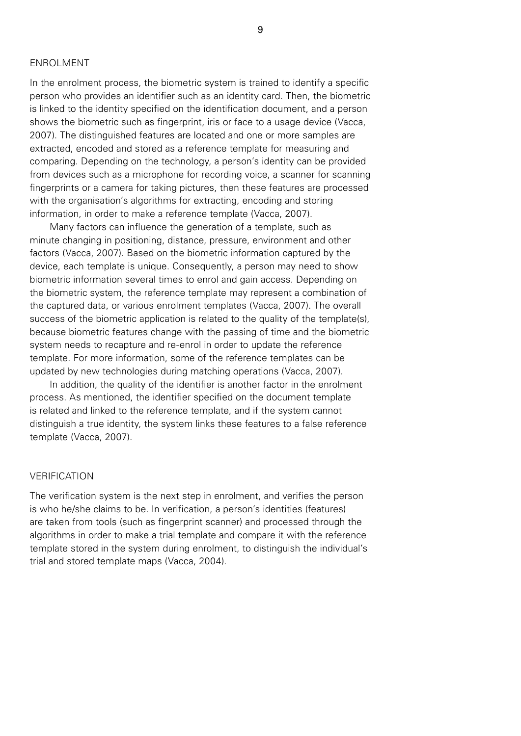## ENROLMENT

In the enrolment process, the biometric system is trained to identify a specific person who provides an identifier such as an identity card. Then, the biometric is linked to the identity specified on the identification document, and a person shows the biometric such as fingerprint, iris or face to a usage device (Vacca, 2007). The distinguished features are located and one or more samples are extracted, encoded and stored as a reference template for measuring and comparing. Depending on the technology, a person's identity can be provided from devices such as a microphone for recording voice, a scanner for scanning fingerprints or a camera for taking pictures, then these features are processed with the organisation's algorithms for extracting, encoding and storing information, in order to make a reference template (Vacca, 2007).

Many factors can influence the generation of a template, such as minute changing in positioning, distance, pressure, environment and other factors (Vacca, 2007). Based on the biometric information captured by the device, each template is unique. Consequently, a person may need to show biometric information several times to enrol and gain access. Depending on the biometric system, the reference template may represent a combination of the captured data, or various enrolment templates (Vacca, 2007). The overall success of the biometric application is related to the quality of the template(s), because biometric features change with the passing of time and the biometric system needs to recapture and re-enrol in order to update the reference template. For more information, some of the reference templates can be updated by new technologies during matching operations (Vacca, 2007).

In addition, the quality of the identifier is another factor in the enrolment process. As mentioned, the identifier specified on the document template is related and linked to the reference template, and if the system cannot distinguish a true identity, the system links these features to a false reference template (Vacca, 2007).

## VERIFICATION

The verification system is the next step in enrolment, and verifies the person is who he/she claims to be. In verification, a person's identities (features) are taken from tools (such as fingerprint scanner) and processed through the algorithms in order to make a trial template and compare it with the reference template stored in the system during enrolment, to distinguish the individual's trial and stored template maps (Vacca, 2004).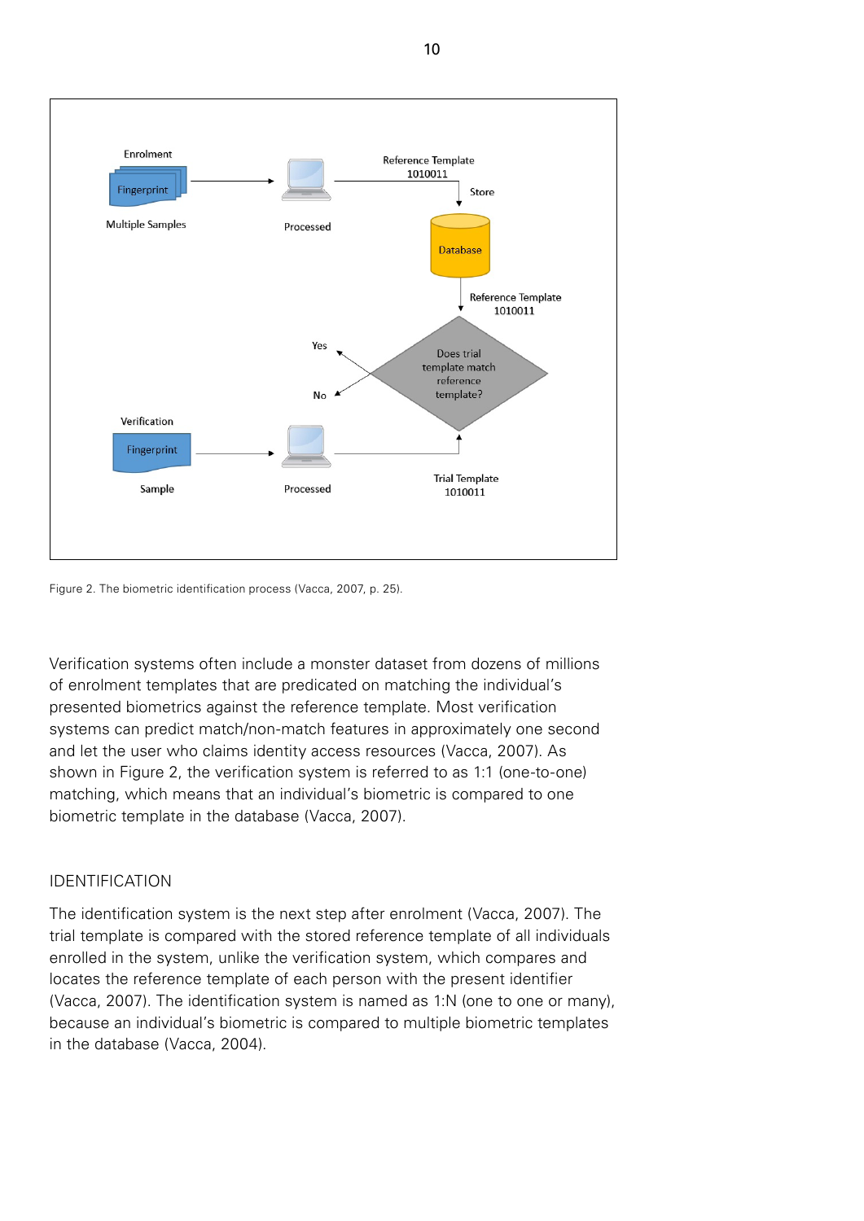Figure 2. The biometric identification process (Vacca, 2007, p. 25).

Verification systems often include a monster dataset from dozens of millions of enrolment templates that are predicated on matching the individual's presented biometrics against the reference template. Most verification systems can predict match/non-match features in approximately one second and let the user who claims identity access resources (Vacca, 2007). As shown in Figure 2, the verification system is referred to as 1:1 (one-to-one) matching, which means that an individual's biometric is compared to one biometric template in the database (Vacca, 2007).

## IDENTIFICATION

The identification system is the next step after enrolment (Vacca, 2007). The trial template is compared with the stored reference template of all individuals enrolled in the system, unlike the verification system, which compares and locates the reference template of each person with the present identifier (Vacca, 2007). The identification system is named as 1:N (one to one or many), because an individual's biometric is compared to multiple biometric templates in the database (Vacca, 2004).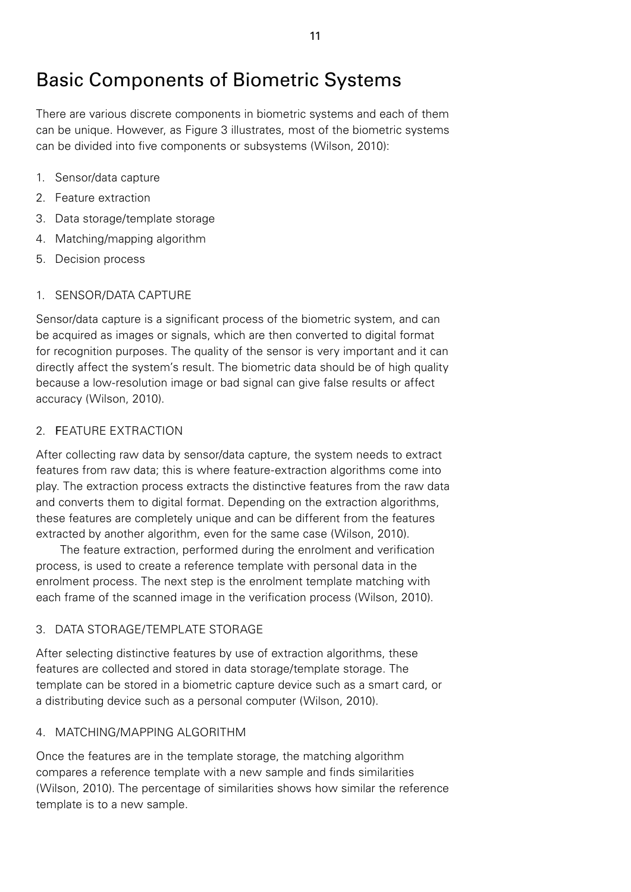# Basic Components of Biometric Systems

There are various discrete components in biometric systems and each of them can be unique. However, as Figure 3 illustrates, most of the biometric systems can be divided into five components or subsystems (Wilson, 2010):

1. Sensor/data capture
2. Feature extraction
3. Data storage/template storage
4. Matching/mapping algorithm
5. Decision process

## 1. SENSOR/DATA CAPTURE

Sensor/data capture is a significant process of the biometric system, and can be acquired as images or signals, which are then converted to digital format for recognition purposes. The quality of the sensor is very important and it can directly affect the system's result. The biometric data should be of high quality because a low-resolution image or bad signal can give false results or affect accuracy (Wilson, 2010).

## 2. FEATURE EXTRACTION

After collecting raw data by sensor/data capture, the system needs to extract features from raw data; this is where feature-extraction algorithms come into play. The extraction process extracts the distinctive features from the raw data and converts them to digital format. Depending on the extraction algorithms, these features are completely unique and can be different from the features extracted by another algorithm, even for the same case (Wilson, 2010).

The feature extraction, performed during the enrolment and verification process, is used to create a reference template with personal data in the enrolment process. The next step is the enrolment template matching with each frame of the scanned image in the verification process (Wilson, 2010).

## 3. DATA STORAGE/TEMPLATE STORAGE

After selecting distinctive features by use of extraction algorithms, these features are collected and stored in data storage/template storage. The template can be stored in a biometric capture device such as a smart card, or a distributing device such as a personal computer (Wilson, 2010).

## 4. MATCHING/MAPPING ALGORITHM

Once the features are in the template storage, the matching algorithm compares a reference template with a new sample and finds similarities (Wilson, 2010). The percentage of similarities shows how similar the reference template is to a new sample.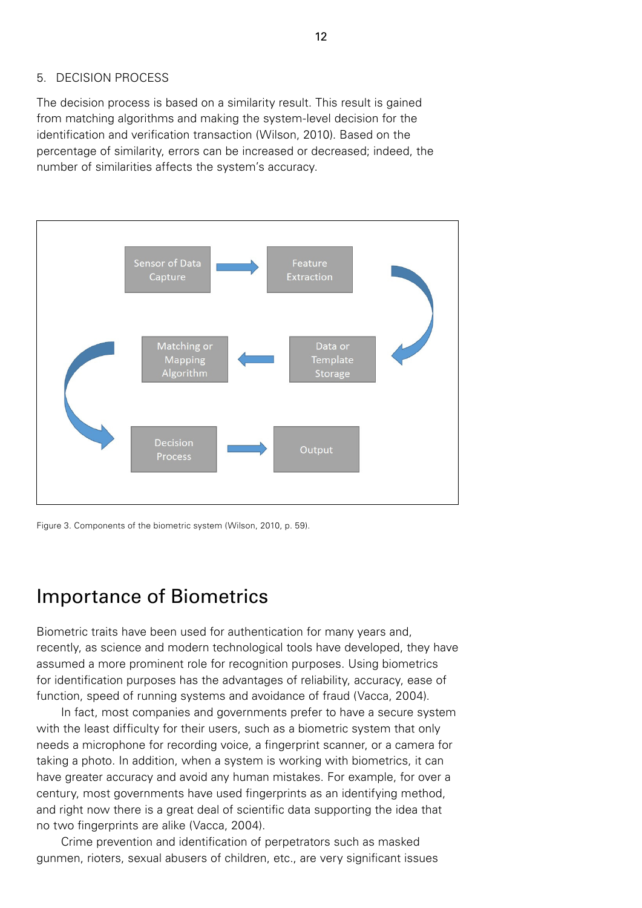5. DECISION PROCESS

The decision process is based on a similarity result. This result is gained from matching algorithms and making the system-level decision for the identification and verification transaction (Wilson, 2010). Based on the percentage of similarity, errors can be increased or decreased; indeed, the number of similarities affects the system's accuracy.

Sensor of Data Capture → Feature Extraction → Data or Template Storage → Matching or Mapping Algorithm → Decision Process → Output

Figure 3. Components of the biometric system (Wilson, 2010, p. 59).

## Importance of Biometrics

Biometric traits have been used for authentication for many years and, recently, as science and modern technological tools have developed, they have assumed a more prominent role for recognition purposes. Using biometrics for identification purposes has the advantages of reliability, accuracy, ease of function, speed of running systems and avoidance of fraud (Vacca, 2004).

In fact, most companies and governments prefer to have a secure system with the least difficulty for their users, such as a biometric system that only needs a microphone for recording voice, a fingerprint scanner, or a camera for taking a photo. In addition, when a system is working with biometrics, it can have greater accuracy and avoid any human mistakes. For example, for over a century, most governments have used fingerprints as an identifying method, and right now there is a great deal of scientific data supporting the idea that no two fingerprints are alike (Vacca, 2004).

Crime prevention and identification of perpetrators such as masked gunmen, rioters, sexual abusers of children, etc., are very significant issues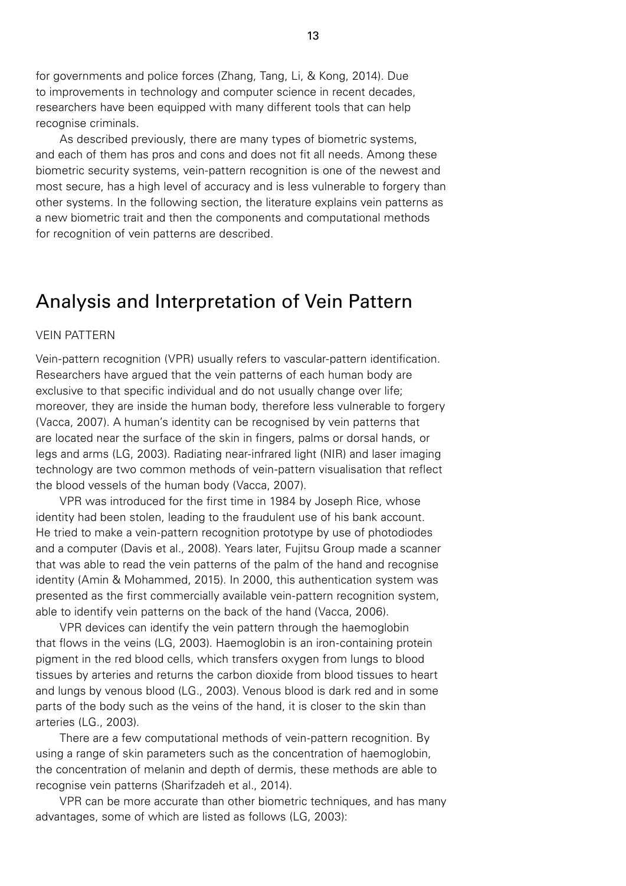for governments and police forces (Zhang, Tang, Li, & Kong, 2014). Due to improvements in technology and computer science in recent decades, researchers have been equipped with many different tools that can help recognise criminals.

As described previously, there are many types of biometric systems, and each of them has pros and cons and does not fit all needs. Among these biometric security systems, vein-pattern recognition is one of the newest and most secure, has a high level of accuracy and is less vulnerable to forgery than other systems. In the following section, the literature explains vein patterns as a new biometric trait and then the components and computational methods for recognition of vein patterns are described.

## Analysis and Interpretation of Vein Pattern

### VEIN PATTERN

Vein-pattern recognition (VPR) usually refers to vascular-pattern identification. Researchers have argued that the vein patterns of each human body are exclusive to that specific individual and do not usually change over life; moreover, they are inside the human body, therefore less vulnerable to forgery (Vacca, 2007). A human's identity can be recognised by vein patterns that are located near the surface of the skin in fingers, palms or dorsal hands, or legs and arms (LG, 2003). Radiating near-infrared light (NIR) and laser imaging technology are two common methods of vein-pattern visualisation that reflect the blood vessels of the human body (Vacca, 2007).

VPR was introduced for the first time in 1984 by Joseph Rice, whose identity had been stolen, leading to the fraudulent use of his bank account. He tried to make a vein-pattern recognition prototype by use of photodiodes and a computer (Davis et al., 2008). Years later, Fujitsu Group made a scanner that was able to read the vein patterns of the palm of the hand and recognise identity (Amin & Mohammed, 2015). In 2000, this authentication system was presented as the first commercially available vein-pattern recognition system, able to identify vein patterns on the back of the hand (Vacca, 2006).

VPR devices can identify the vein pattern through the haemoglobin that flows in the veins (LG, 2003). Haemoglobin is an iron-containing protein pigment in the red blood cells, which transfers oxygen from lungs to blood tissues by arteries and returns the carbon dioxide from blood tissues to heart and lungs by venous blood (LG., 2003). Venous blood is dark red and in some parts of the body such as the veins of the hand, it is closer to the skin than arteries (LG., 2003).

There are a few computational methods of vein-pattern recognition. By using a range of skin parameters such as the concentration of haemoglobin, the concentration of melanin and depth of dermis, these methods are able to recognise vein patterns (Sharifzadeh et al., 2014).

VPR can be more accurate than other biometric techniques, and has many advantages, some of which are listed as follows (LG, 2003):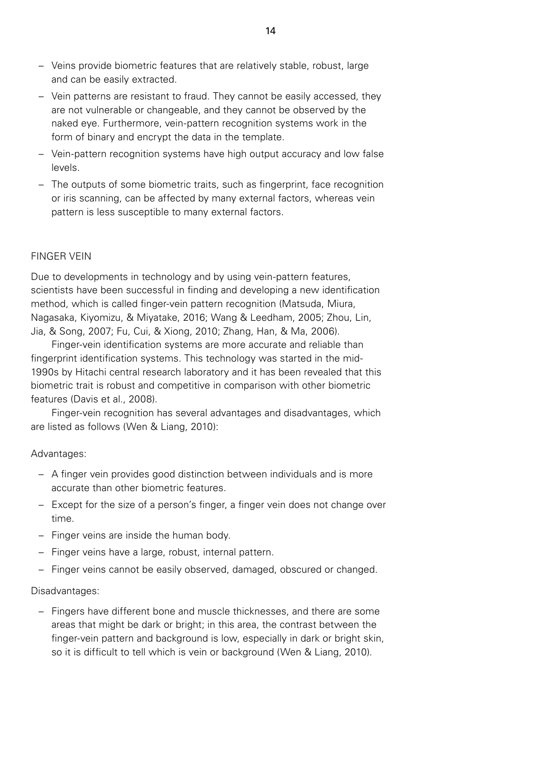- Veins provide biometric features that are relatively stable, robust, large and can be easily extracted.
- Vein patterns are resistant to fraud. They cannot be easily accessed, they are not vulnerable or changeable, and they cannot be observed by the naked eye. Furthermore, vein-pattern recognition systems work in the form of binary and encrypt the data in the template.
- Vein-pattern recognition systems have high output accuracy and low false levels.
- The outputs of some biometric traits, such as fingerprint, face recognition or iris scanning, can be affected by many external factors, whereas vein pattern is less susceptible to many external factors.

## FINGER VEIN

Due to developments in technology and by using vein-pattern features, scientists have been successful in finding and developing a new identification method, which is called finger-vein pattern recognition (Matsuda, Miura, Nagasaka, Kiyomizu, & Miyatake, 2016; Wang & Leedham, 2005; Zhou, Lin, Jia, & Song, 2007; Fu, Cui, & Xiong, 2010; Zhang, Han, & Ma, 2006).

Finger-vein identification systems are more accurate and reliable than fingerprint identification systems. This technology was started in the mid-1990s by Hitachi central research laboratory and it has been revealed that this biometric trait is robust and competitive in comparison with other biometric features (Davis et al., 2008).

Finger-vein recognition has several advantages and disadvantages, which are listed as follows (Wen & Liang, 2010):

Advantages:

- A finger vein provides good distinction between individuals and is more accurate than other biometric features.
- Except for the size of a person's finger, a finger vein does not change over time.
- Finger veins are inside the human body.
- Finger veins have a large, robust, internal pattern.
- Finger veins cannot be easily observed, damaged, obscured or changed.

Disadvantages:

- Fingers have different bone and muscle thicknesses, and there are some areas that might be dark or bright; in this area, the contrast between the finger-vein pattern and background is low, especially in dark or bright skin, so it is difficult to tell which is vein or background (Wen & Liang, 2010).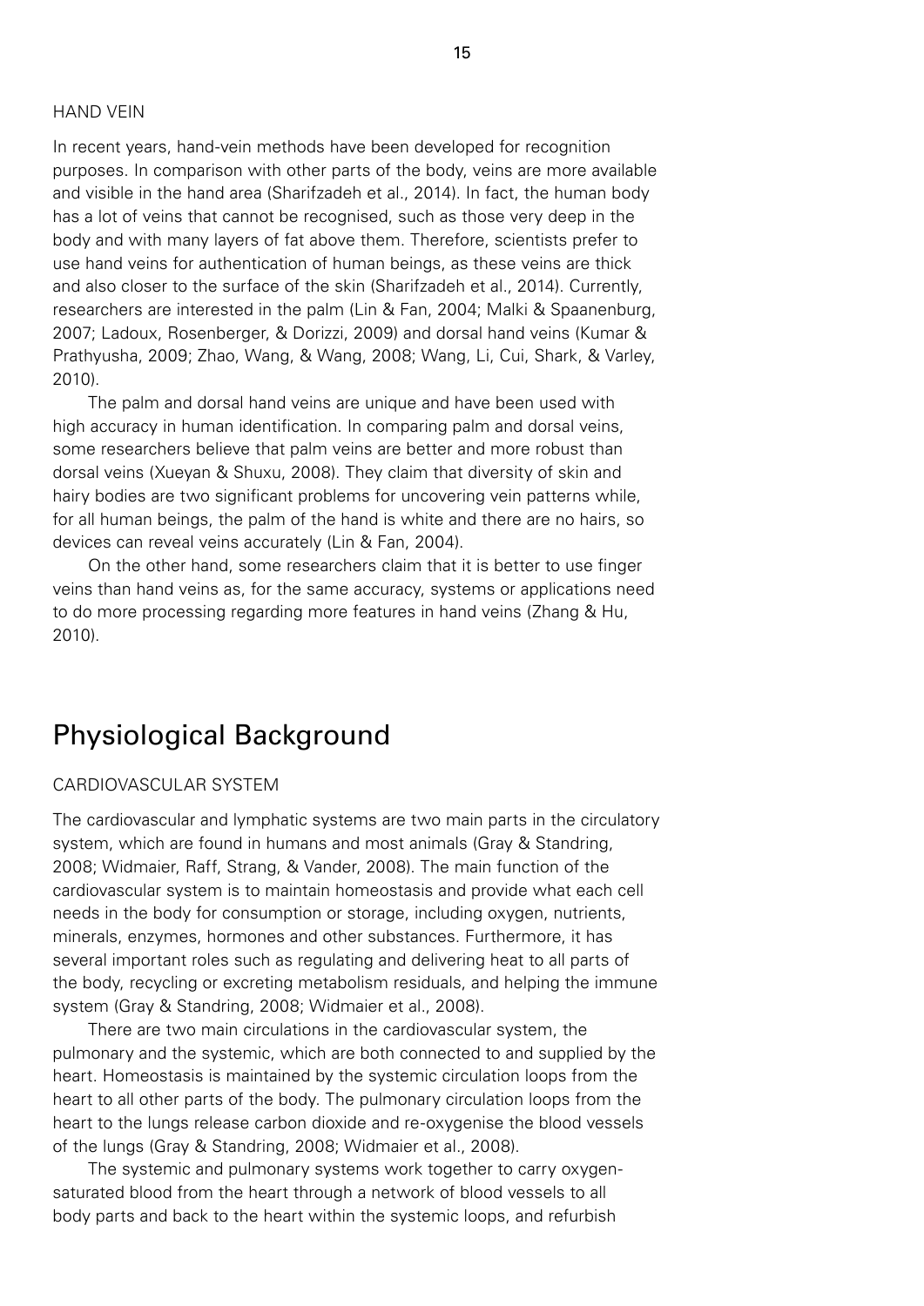### HAND VEIN

In recent years, hand-vein methods have been developed for recognition purposes. In comparison with other parts of the body, veins are more available and visible in the hand area (Sharifzadeh et al., 2014). In fact, the human body has a lot of veins that cannot be recognised, such as those very deep in the body and with many layers of fat above them. Therefore, scientists prefer to use hand veins for authentication of human beings, as these veins are thick and also closer to the surface of the skin (Sharifzadeh et al., 2014). Currently, researchers are interested in the palm (Lin & Fan, 2004; Malki & Spaanenburg, 2007; Ladoux, Rosenberger, & Dorizzi, 2009) and dorsal hand veins (Kumar & Prathyusha, 2009; Zhao, Wang, & Wang, 2008; Wang, Li, Cui, Shark, & Varley, 2010).

The palm and dorsal hand veins are unique and have been used with high accuracy in human identification. In comparing palm and dorsal veins, some researchers believe that palm veins are better and more robust than dorsal veins (Xueyan & Shuxu, 2008). They claim that diversity of skin and hairy bodies are two significant problems for uncovering vein patterns while, for all human beings, the palm of the hand is white and there are no hairs, so devices can reveal veins accurately (Lin & Fan, 2004).

On the other hand, some researchers claim that it is better to use finger veins than hand veins as, for the same accuracy, systems or applications need to do more processing regarding more features in hand veins (Zhang & Hu, 2010).

## Physiological Background

### CARDIOVASCULAR SYSTEM

The cardiovascular and lymphatic systems are two main parts in the circulatory system, which are found in humans and most animals (Gray & Standring, 2008; Widmaier, Raff, Strang, & Vander, 2008). The main function of the cardiovascular system is to maintain homeostasis and provide what each cell needs in the body for consumption or storage, including oxygen, nutrients, minerals, enzymes, hormones and other substances. Furthermore, it has several important roles such as regulating and delivering heat to all parts of the body, recycling or excreting metabolism residuals, and helping the immune system (Gray & Standring, 2008; Widmaier et al., 2008).

There are two main circulations in the cardiovascular system, the pulmonary and the systemic, which are both connected to and supplied by the heart. Homeostasis is maintained by the systemic circulation loops from the heart to all other parts of the body. The pulmonary circulation loops from the heart to the lungs release carbon dioxide and re-oxygenise the blood vessels of the lungs (Gray & Standring, 2008; Widmaier et al., 2008).

The systemic and pulmonary systems work together to carry oxygen-saturated blood from the heart through a network of blood vessels to all body parts and back to the heart within the systemic loops, and refurbish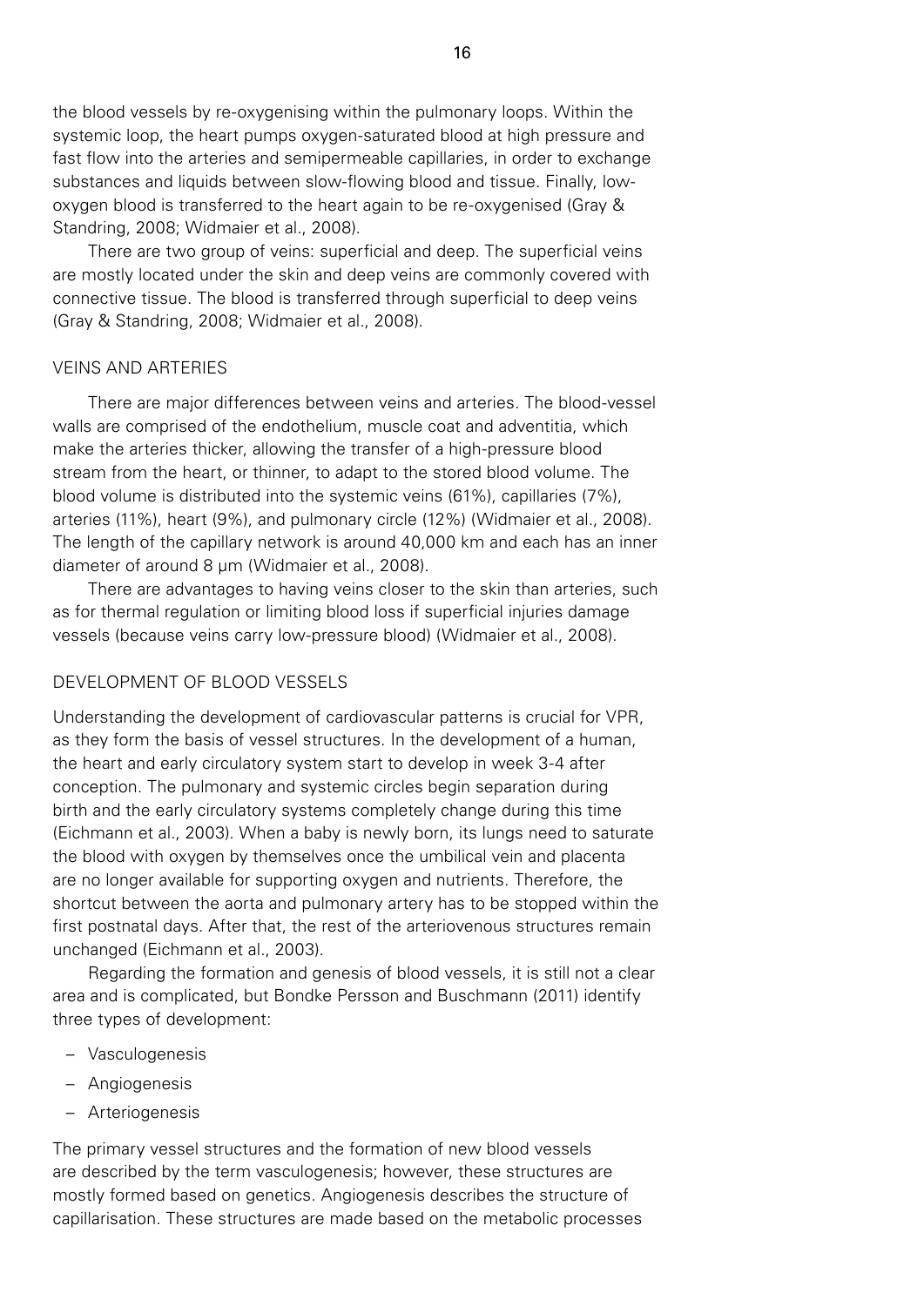the blood vessels by re-oxygenising within the pulmonary loops. Within the systemic loop, the heart pumps oxygen-saturated blood at high pressure and fast flow into the arteries and semipermeable capillaries, in order to exchange substances and liquids between slow-flowing blood and tissue. Finally, low-oxygen blood is transferred to the heart again to be re-oxygenised (Gray & Standring, 2008; Widmaier et al., 2008).

There are two group of veins: superficial and deep. The superficial veins are mostly located under the skin and deep veins are commonly covered with connective tissue. The blood is transferred through superficial to deep veins (Gray & Standring, 2008; Widmaier et al., 2008).

## VEINS AND ARTERIES

There are major differences between veins and arteries. The blood-vessel walls are comprised of the endothelium, muscle coat and adventitia, which make the arteries thicker, allowing the transfer of a high-pressure blood stream from the heart, or thinner, to adapt to the stored blood volume. The blood volume is distributed into the systemic veins (61%), capillaries (7%), arteries (11%), heart (9%), and pulmonary circle (12%) (Widmaier et al., 2008). The length of the capillary network is around 40,000 km and each has an inner diameter of around 8 μm (Widmaier et al., 2008).

There are advantages to having veins closer to the skin than arteries, such as for thermal regulation or limiting blood loss if superficial injuries damage vessels (because veins carry low-pressure blood) (Widmaier et al., 2008).

## DEVELOPMENT OF BLOOD VESSELS

Understanding the development of cardiovascular patterns is crucial for VPR, as they form the basis of vessel structures. In the development of a human, the heart and early circulatory system start to develop in week 3-4 after conception. The pulmonary and systemic circles begin separation during birth and the early circulatory systems completely change during this time (Eichmann et al., 2003). When a baby is newly born, its lungs need to saturate the blood with oxygen by themselves once the umbilical vein and placenta are no longer available for supporting oxygen and nutrients. Therefore, the shortcut between the aorta and pulmonary artery has to be stopped within the first postnatal days. After that, the rest of the arteriovenous structures remain unchanged (Eichmann et al., 2003).

Regarding the formation and genesis of blood vessels, it is still not a clear area and is complicated, but Bondke Persson and Buschmann (2011) identify three types of development:

- Vasculogenesis
- Angiogenesis
- Arteriogenesis

The primary vessel structures and the formation of new blood vessels are described by the term vasculogenesis; however, these structures are mostly formed based on genetics. Angiogenesis describes the structure of capillarisation. These structures are made based on the metabolic processes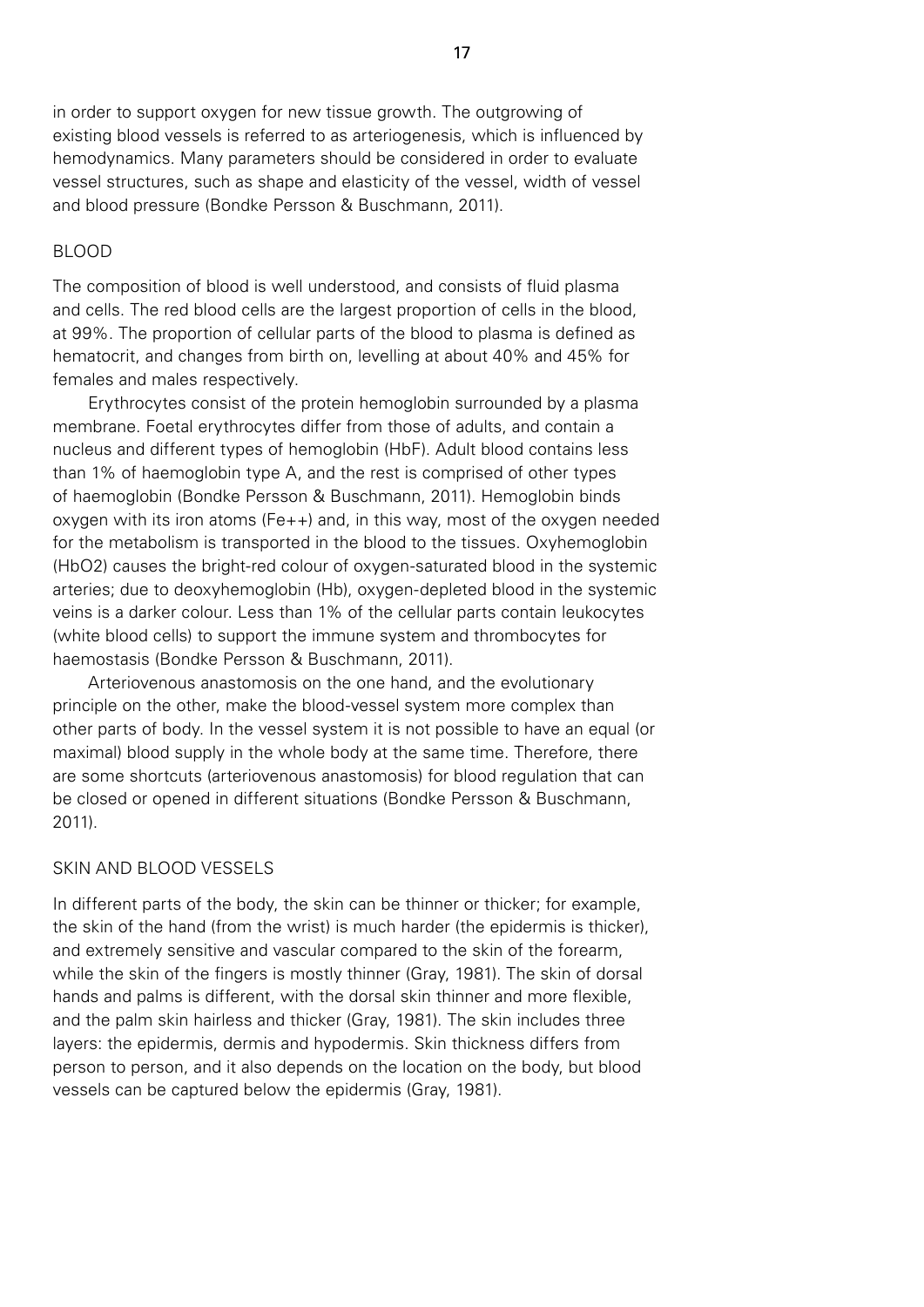in order to support oxygen for new tissue growth. The outgrowing of existing blood vessels is referred to as arteriogenesis, which is influenced by hemodynamics. Many parameters should be considered in order to evaluate vessel structures, such as shape and elasticity of the vessel, width of vessel and blood pressure (Bondke Persson & Buschmann, 2011).

## BLOOD

The composition of blood is well understood, and consists of fluid plasma and cells. The red blood cells are the largest proportion of cells in the blood, at 99%. The proportion of cellular parts of the blood to plasma is defined as hematocrit, and changes from birth on, levelling at about 40% and 45% for females and males respectively.

Erythrocytes consist of the protein hemoglobin surrounded by a plasma membrane. Foetal erythrocytes differ from those of adults, and contain a nucleus and different types of hemoglobin (HbF). Adult blood contains less than 1% of haemoglobin type A, and the rest is comprised of other types of haemoglobin (Bondke Persson & Buschmann, 2011). Hemoglobin binds oxygen with its iron atoms ($Fe^{++}$) and, in this way, most of the oxygen needed for the metabolism is transported in the blood to the tissues. Oxyhemoglobin ($HbO_2$) causes the bright-red colour of oxygen-saturated blood in the systemic arteries; due to deoxyhemoglobin (Hb), oxygen-depleted blood in the systemic veins is a darker colour. Less than 1% of the cellular parts contain leukocytes (white blood cells) to support the immune system and thrombocytes for haemostasis (Bondke Persson & Buschmann, 2011).

Arteriovenous anastomosis on the one hand, and the evolutionary principle on the other, make the blood-vessel system more complex than other parts of body. In the vessel system it is not possible to have an equal (or maximal) blood supply in the whole body at the same time. Therefore, there are some shortcuts (arteriovenous anastomosis) for blood regulation that can be closed or opened in different situations (Bondke Persson & Buschmann, 2011).

## SKIN AND BLOOD VESSELS

In different parts of the body, the skin can be thinner or thicker; for example, the skin of the hand (from the wrist) is much harder (the epidermis is thicker), and extremely sensitive and vascular compared to the skin of the forearm, while the skin of the fingers is mostly thinner (Gray, 1981). The skin of dorsal hands and palms is different, with the dorsal skin thinner and more flexible, and the palm skin hairless and thicker (Gray, 1981). The skin includes three layers: the epidermis, dermis and hypodermis. Skin thickness differs from person to person, and it also depends on the location on the body, but blood vessels can be captured below the epidermis (Gray, 1981).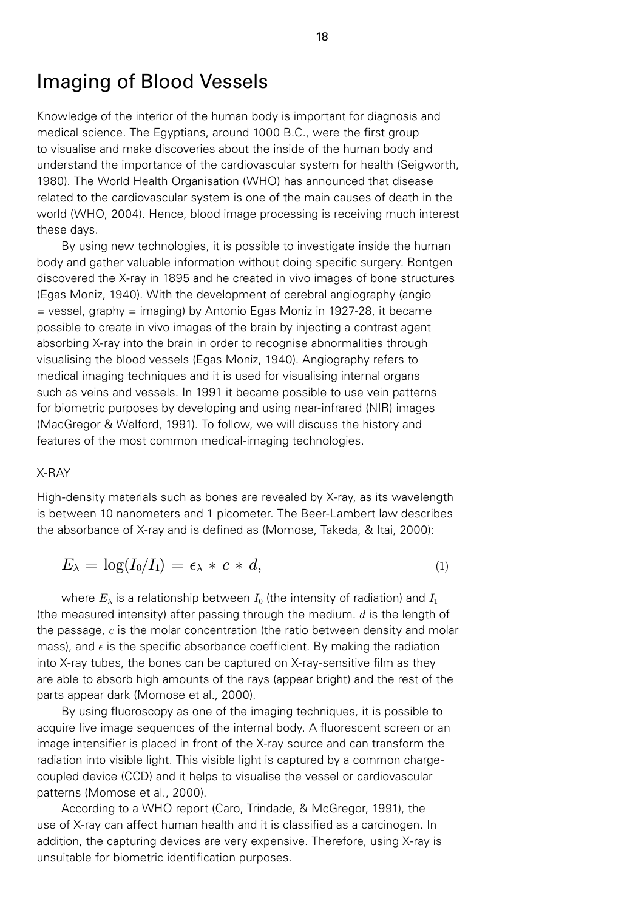# Imaging of Blood Vessels

Knowledge of the interior of the human body is important for diagnosis and medical science. The Egyptians, around 1000 B.C., were the first group to visualise and make discoveries about the inside of the human body and understand the importance of the cardiovascular system for health (Seigworth, 1980). The World Health Organisation (WHO) has announced that disease related to the cardiovascular system is one of the main causes of death in the world (WHO, 2004). Hence, blood image processing is receiving much interest these days.

By using new technologies, it is possible to investigate inside the human body and gather valuable information without doing specific surgery. Rontgen discovered the X-ray in 1895 and he created in vivo images of bone structures (Egas Moniz, 1940). With the development of cerebral angiography (angio = vessel, graphy = imaging) by Antonio Egas Moniz in 1927-28, it became possible to create in vivo images of the brain by injecting a contrast agent absorbing X-ray into the brain in order to recognise abnormalities through visualising the blood vessels (Egas Moniz, 1940). Angiography refers to medical imaging techniques and it is used for visualising internal organs such as veins and vessels. In 1991 it became possible to use vein patterns for biometric purposes by developing and using near-infrared (NIR) images (MacGregor & Welford, 1991). To follow, we will discuss the history and features of the most common medical-imaging technologies.

## X-RAY

High-density materials such as bones are revealed by X-ray, as its wavelength is between 10 nanometers and 1 picometer. The Beer-Lambert law describes the absorbance of X-ray and is defined as (Momose, Takeda, & Itai, 2000):

$$E_\lambda = \log(I_0/I_1) = \epsilon_\lambda * c * d, \tag{1}$$

where $E_\lambda$ is a relationship between $I_0$ (the intensity of radiation) and $I_1$ (the measured intensity) after passing through the medium. $d$ is the length of the passage, $c$ is the molar concentration (the ratio between density and molar mass), and $\epsilon$ is the specific absorbance coefficient. By making the radiation into X-ray tubes, the bones can be captured on X-ray-sensitive film as they are able to absorb high amounts of the rays (appear bright) and the rest of the parts appear dark (Momose et al., 2000).

By using fluoroscopy as one of the imaging techniques, it is possible to acquire live image sequences of the internal body. A fluorescent screen or an image intensifier is placed in front of the X-ray source and can transform the radiation into visible light. This visible light is captured by a common charge-coupled device (CCD) and it helps to visualise the vessel or cardiovascular patterns (Momose et al., 2000).

According to a WHO report (Caro, Trindade, & McGregor, 1991), the use of X-ray can affect human health and it is classified as a carcinogen. In addition, the capturing devices are very expensive. Therefore, using X-ray is unsuitable for biometric identification purposes.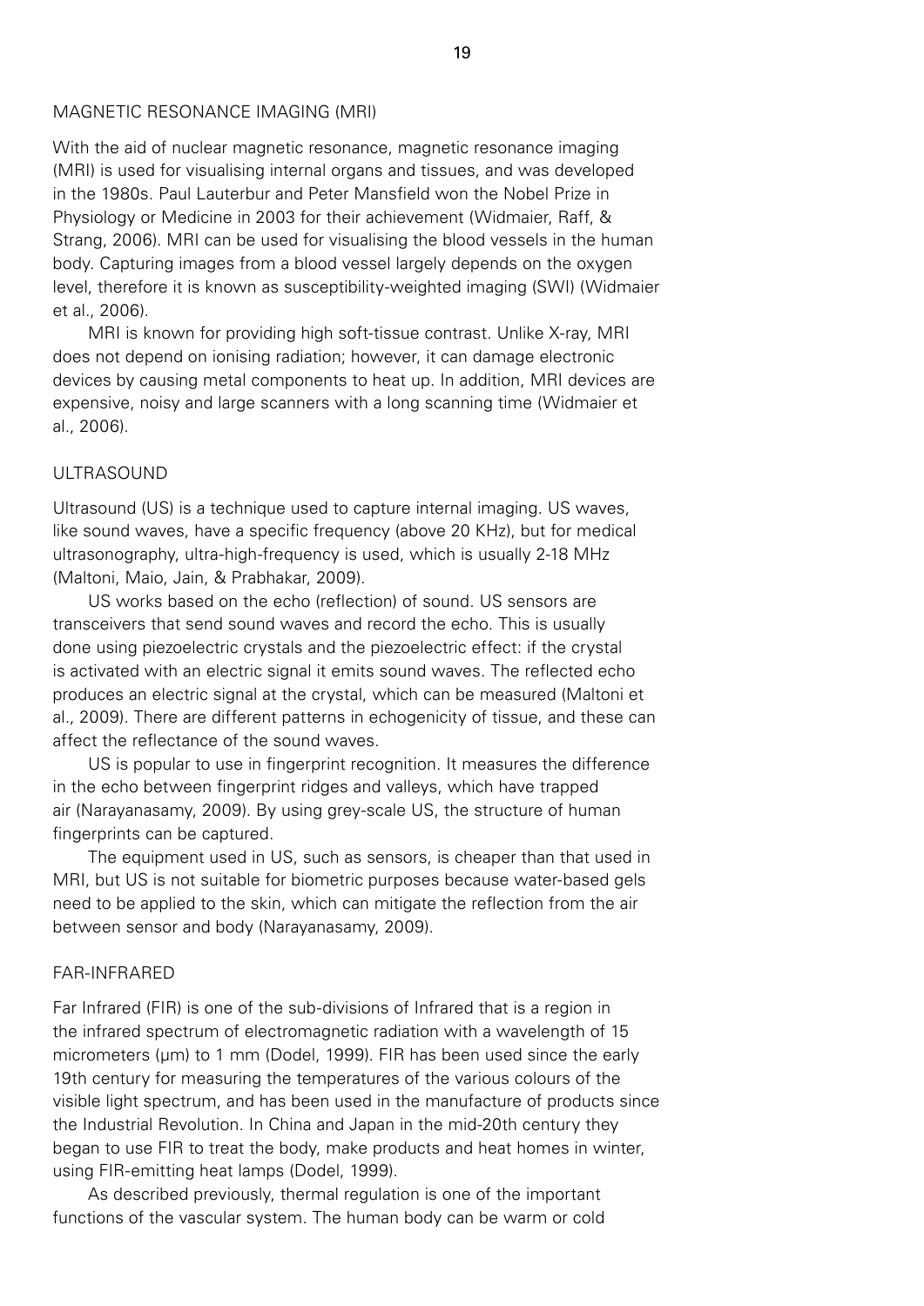## MAGNETIC RESONANCE IMAGING (MRI)

With the aid of nuclear magnetic resonance, magnetic resonance imaging (MRI) is used for visualising internal organs and tissues, and was developed in the 1980s. Paul Lauterbur and Peter Mansfield won the Nobel Prize in Physiology or Medicine in 2003 for their achievement (Widmaier, Raff, & Strang, 2006). MRI can be used for visualising the blood vessels in the human body. Capturing images from a blood vessel largely depends on the oxygen level, therefore it is known as susceptibility-weighted imaging (SWI) (Widmaier et al., 2006).

MRI is known for providing high soft-tissue contrast. Unlike X-ray, MRI does not depend on ionising radiation; however, it can damage electronic devices by causing metal components to heat up. In addition, MRI devices are expensive, noisy and large scanners with a long scanning time (Widmaier et al., 2006).

## ULTRASOUND

Ultrasound (US) is a technique used to capture internal imaging. US waves, like sound waves, have a specific frequency (above 20 KHz), but for medical ultrasonography, ultra-high-frequency is used, which is usually 2-18 MHz (Maltoni, Maio, Jain, & Prabhakar, 2009).

US works based on the echo (reflection) of sound. US sensors are transceivers that send sound waves and record the echo. This is usually done using piezoelectric crystals and the piezoelectric effect: if the crystal is activated with an electric signal it emits sound waves. The reflected echo produces an electric signal at the crystal, which can be measured (Maltoni et al., 2009). There are different patterns in echogenicity of tissue, and these can affect the reflectance of the sound waves.

US is popular to use in fingerprint recognition. It measures the difference in the echo between fingerprint ridges and valleys, which have trapped air (Narayanasamy, 2009). By using grey-scale US, the structure of human fingerprints can be captured.

The equipment used in US, such as sensors, is cheaper than that used in MRI, but US is not suitable for biometric purposes because water-based gels need to be applied to the skin, which can mitigate the reflection from the air between sensor and body (Narayanasamy, 2009).

## FAR-INFRARED

Far Infrared (FIR) is one of the sub-divisions of Infrared that is a region in the infrared spectrum of electromagnetic radiation with a wavelength of 15 micrometers (μm) to 1 mm (Dodel, 1999). FIR has been used since the early 19th century for measuring the temperatures of the various colours of the visible light spectrum, and has been used in the manufacture of products since the Industrial Revolution. In China and Japan in the mid-20th century they began to use FIR to treat the body, make products and heat homes in winter, using FIR-emitting heat lamps (Dodel, 1999).

As described previously, thermal regulation is one of the important functions of the vascular system. The human body can be warm or cold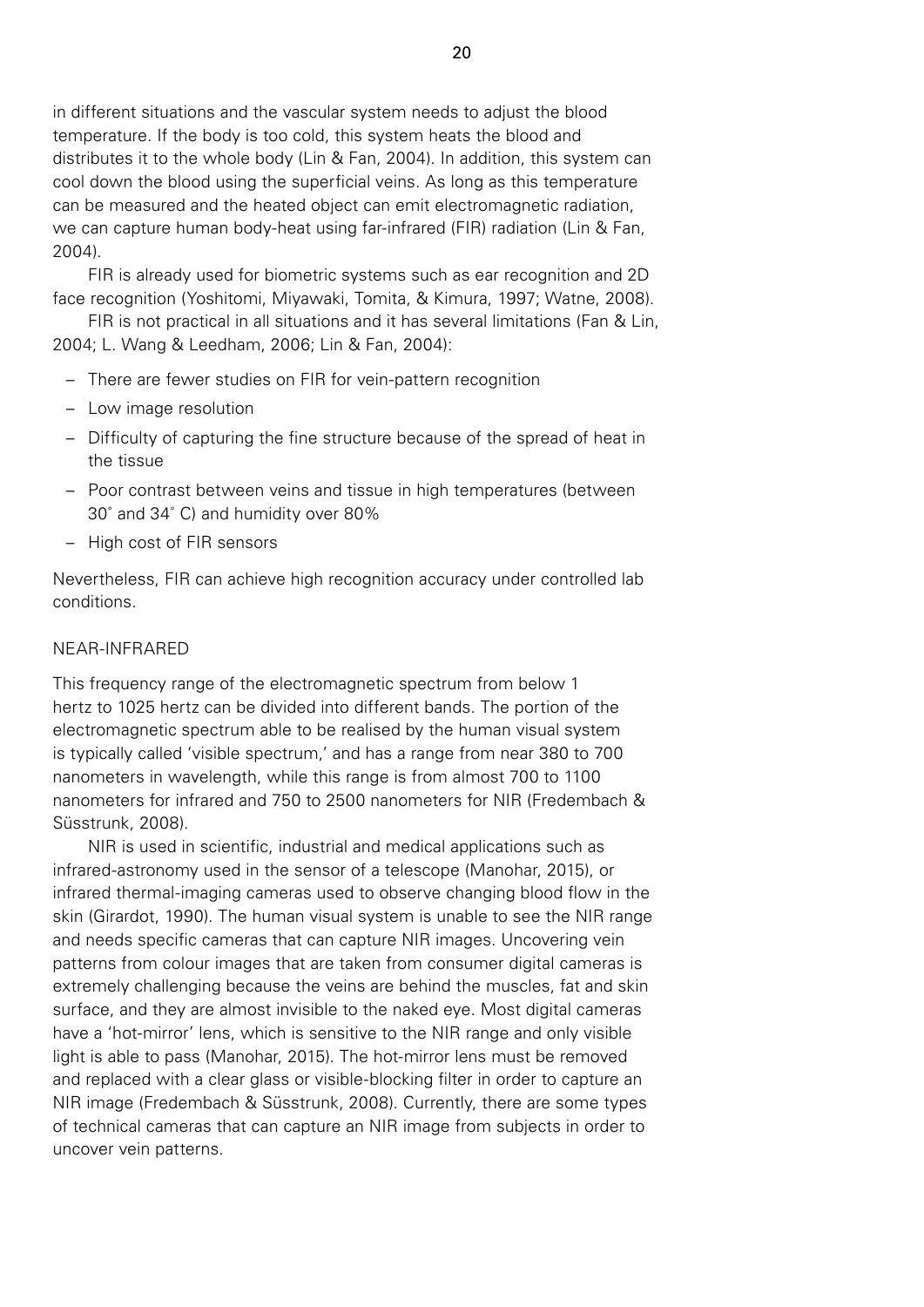in different situations and the vascular system needs to adjust the blood temperature. If the body is too cold, this system heats the blood and distributes it to the whole body (Lin & Fan, 2004). In addition, this system can cool down the blood using the superficial veins. As long as this temperature can be measured and the heated object can emit electromagnetic radiation, we can capture human body-heat using far-infrared (FIR) radiation (Lin & Fan, 2004).

FIR is already used for biometric systems such as ear recognition and 2D face recognition (Yoshitomi, Miyawaki, Tomita, & Kimura, 1997; Watne, 2008).

FIR is not practical in all situations and it has several limitations (Fan & Lin, 2004; L. Wang & Leedham, 2006; Lin & Fan, 2004):

- There are fewer studies on FIR for vein-pattern recognition
- Low image resolution
- Difficulty of capturing the fine structure because of the spread of heat in the tissue
- Poor contrast between veins and tissue in high temperatures (between 30° and 34° C) and humidity over 80%
- High cost of FIR sensors

Nevertheless, FIR can achieve high recognition accuracy under controlled lab conditions.

## NEAR-INFRARED

This frequency range of the electromagnetic spectrum from below 1 hertz to 1025 hertz can be divided into different bands. The portion of the electromagnetic spectrum able to be realised by the human visual system is typically called 'visible spectrum,' and has a range from near 380 to 700 nanometers in wavelength, while this range is from almost 700 to 1100 nanometers for infrared and 750 to 2500 nanometers for NIR (Fredembach & Süsstrunk, 2008).

NIR is used in scientific, industrial and medical applications such as infrared-astronomy used in the sensor of a telescope (Manohar, 2015), or infrared thermal-imaging cameras used to observe changing blood flow in the skin (Girardot, 1990). The human visual system is unable to see the NIR range and needs specific cameras that can capture NIR images. Uncovering vein patterns from colour images that are taken from consumer digital cameras is extremely challenging because the veins are behind the muscles, fat and skin surface, and they are almost invisible to the naked eye. Most digital cameras have a 'hot-mirror' lens, which is sensitive to the NIR range and only visible light is able to pass (Manohar, 2015). The hot-mirror lens must be removed and replaced with a clear glass or visible-blocking filter in order to capture an NIR image (Fredembach & Süsstrunk, 2008). Currently, there are some types of technical cameras that can capture an NIR image from subjects in order to uncover vein patterns.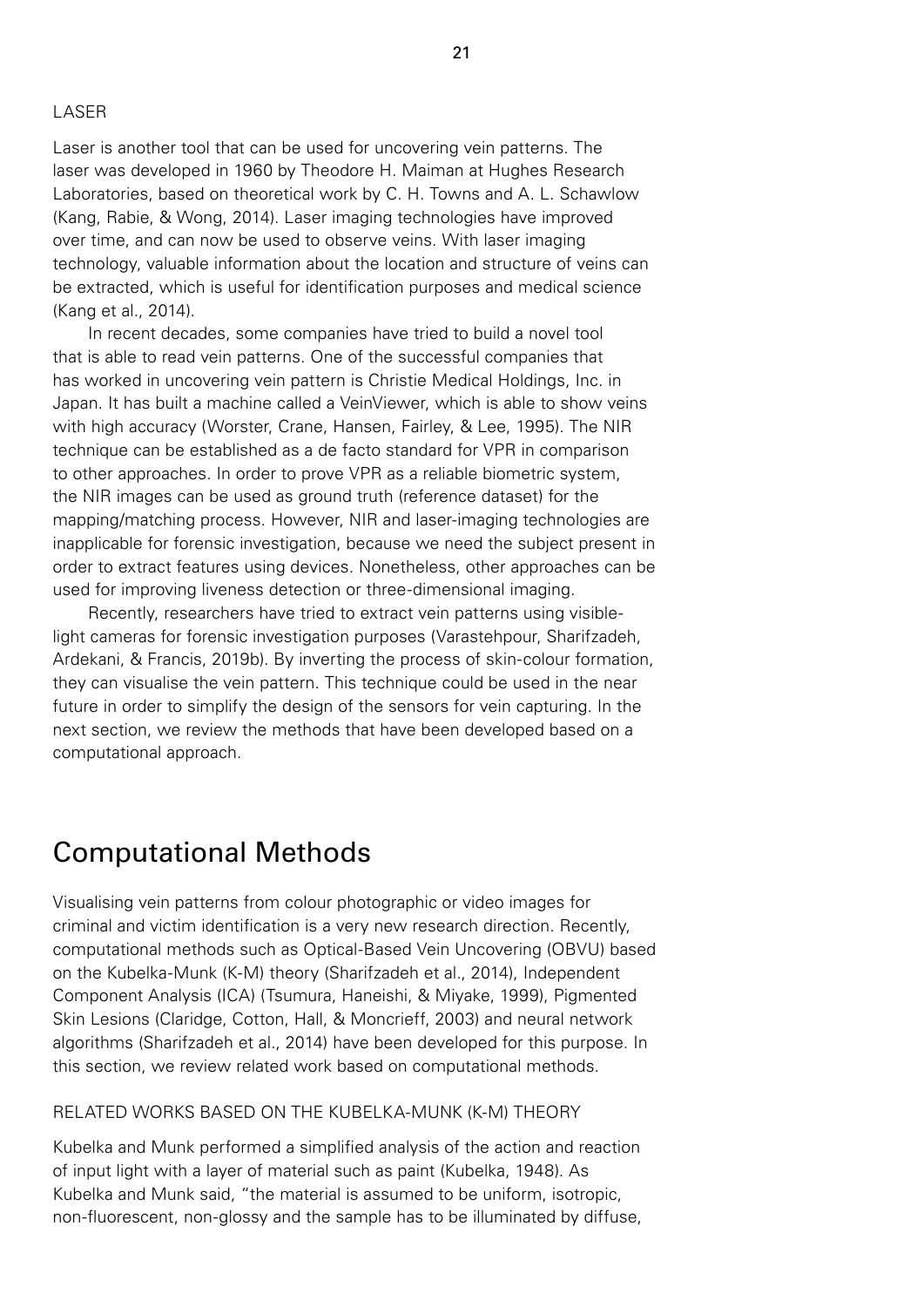### LASER

Laser is another tool that can be used for uncovering vein patterns. The laser was developed in 1960 by Theodore H. Maiman at Hughes Research Laboratories, based on theoretical work by C. H. Towns and A. L. Schawlow (Kang, Rabie, & Wong, 2014). Laser imaging technologies have improved over time, and can now be used to observe veins. With laser imaging technology, valuable information about the location and structure of veins can be extracted, which is useful for identification purposes and medical science (Kang et al., 2014).

In recent decades, some companies have tried to build a novel tool that is able to read vein patterns. One of the successful companies that has worked in uncovering vein pattern is Christie Medical Holdings, Inc. in Japan. It has built a machine called a VeinViewer, which is able to show veins with high accuracy (Worster, Crane, Hansen, Fairley, & Lee, 1995). The NIR technique can be established as a de facto standard for VPR in comparison to other approaches. In order to prove VPR as a reliable biometric system, the NIR images can be used as ground truth (reference dataset) for the mapping/matching process. However, NIR and laser-imaging technologies are inapplicable for forensic investigation, because we need the subject present in order to extract features using devices. Nonetheless, other approaches can be used for improving liveness detection or three-dimensional imaging.

Recently, researchers have tried to extract vein patterns using visible-light cameras for forensic investigation purposes (Varastehpour, Sharifzadeh, Ardekani, & Francis, 2019b). By inverting the process of skin-colour formation, they can visualise the vein pattern. This technique could be used in the near future in order to simplify the design of the sensors for vein capturing. In the next section, we review the methods that have been developed based on a computational approach.

## Computational Methods

Visualising vein patterns from colour photographic or video images for criminal and victim identification is a very new research direction. Recently, computational methods such as Optical-Based Vein Uncovering (OBVU) based on the Kubelka-Munk (K-M) theory (Sharifzadeh et al., 2014), Independent Component Analysis (ICA) (Tsumura, Haneishi, & Miyake, 1999), Pigmented Skin Lesions (Claridge, Cotton, Hall, & Moncrieff, 2003) and neural network algorithms (Sharifzadeh et al., 2014) have been developed for this purpose. In this section, we review related work based on computational methods.

### RELATED WORKS BASED ON THE KUBELKA-MUNK (K-M) THEORY

Kubelka and Munk performed a simplified analysis of the action and reaction of input light with a layer of material such as paint (Kubelka, 1948). As Kubelka and Munk said, "the material is assumed to be uniform, isotropic, non-fluorescent, non-glossy and the sample has to be illuminated by diffuse,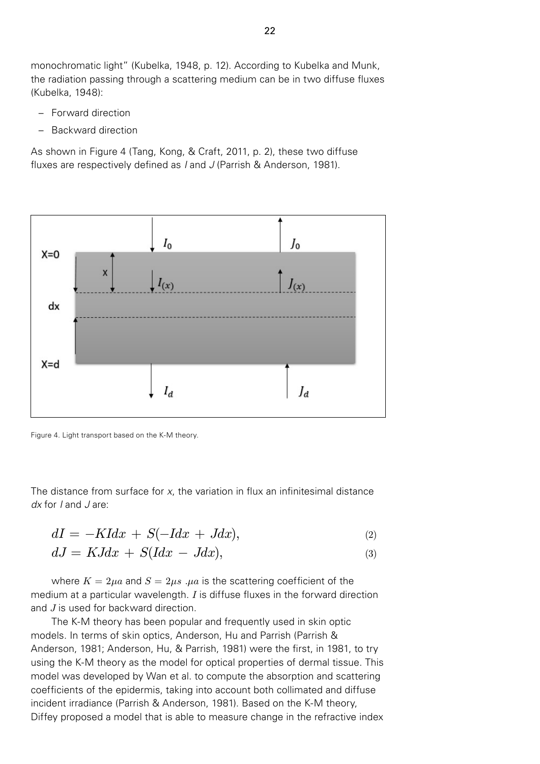monochromatic light" (Kubelka, 1948, p. 12). According to Kubelka and Munk, the radiation passing through a scattering medium can be in two diffuse fluxes (Kubelka, 1948):

- Forward direction
- Backward direction

As shown in Figure 4 (Tang, Kong, & Craft, 2011, p. 2), these two diffuse fluxes are respectively defined as *I* and *J* (Parrish & Anderson, 1981).

Figure 4. Light transport based on the K-M theory.

The distance from surface for *x*, the variation in flux an infinitesimal distance *dx* for *I* and *J* are:

$$dI = -KIdx + S(-Idx + Jdx), \tag{2}$$

$$dJ = KJdx + S(Idx - Jdx), \tag{3}$$

where $K = 2\mu a$ and $S = 2\mu s$ $.\mu a$ is the scattering coefficient of the medium at a particular wavelength. $I$ is diffuse fluxes in the forward direction and $J$ is used for backward direction.

The K-M theory has been popular and frequently used in skin optic models. In terms of skin optics, Anderson, Hu and Parrish (Parrish & Anderson, 1981; Anderson, Hu, & Parrish, 1981) were the first, in 1981, to try using the K-M theory as the model for optical properties of dermal tissue. This model was developed by Wan et al. to compute the absorption and scattering coefficients of the epidermis, taking into account both collimated and diffuse incident irradiance (Parrish & Anderson, 1981). Based on the K-M theory, Diffey proposed a model that is able to measure change in the refractive index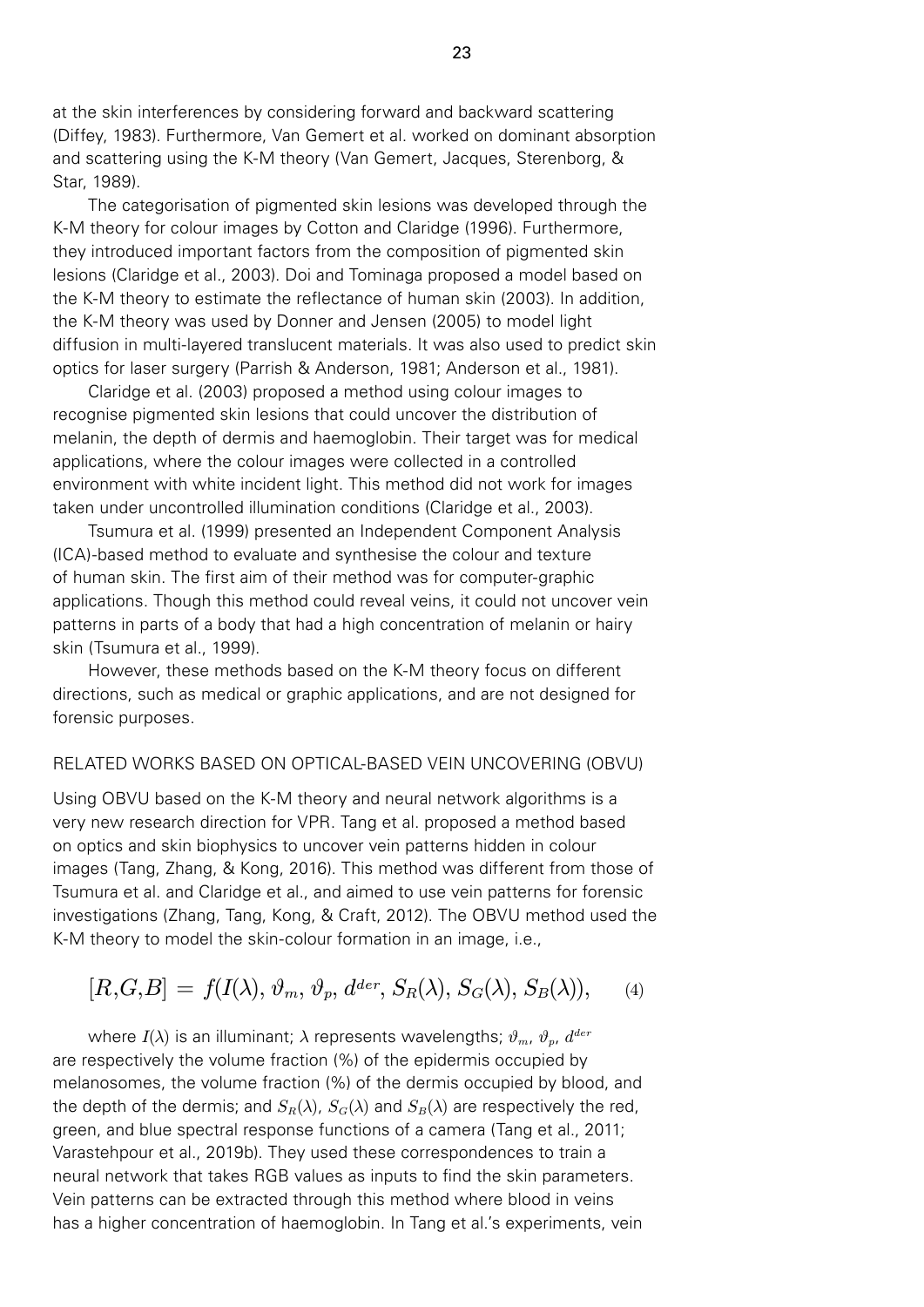at the skin interferences by considering forward and backward scattering (Diffey, 1983). Furthermore, Van Gemert et al. worked on dominant absorption and scattering using the K-M theory (Van Gemert, Jacques, Sterenborg, & Star, 1989).

The categorisation of pigmented skin lesions was developed through the K-M theory for colour images by Cotton and Claridge (1996). Furthermore, they introduced important factors from the composition of pigmented skin lesions (Claridge et al., 2003). Doi and Tominaga proposed a model based on the K-M theory to estimate the reflectance of human skin (2003). In addition, the K-M theory was used by Donner and Jensen (2005) to model light diffusion in multi-layered translucent materials. It was also used to predict skin optics for laser surgery (Parrish & Anderson, 1981; Anderson et al., 1981).

Claridge et al. (2003) proposed a method using colour images to recognise pigmented skin lesions that could uncover the distribution of melanin, the depth of dermis and haemoglobin. Their target was for medical applications, where the colour images were collected in a controlled environment with white incident light. This method did not work for images taken under uncontrolled illumination conditions (Claridge et al., 2003).

Tsumura et al. (1999) presented an Independent Component Analysis (ICA)-based method to evaluate and synthesise the colour and texture of human skin. The first aim of their method was for computer-graphic applications. Though this method could reveal veins, it could not uncover vein patterns in parts of a body that had a high concentration of melanin or hairy skin (Tsumura et al., 1999).

However, these methods based on the K-M theory focus on different directions, such as medical or graphic applications, and are not designed for forensic purposes.

## RELATED WORKS BASED ON OPTICAL-BASED VEIN UNCOVERING (OBVU)

Using OBVU based on the K-M theory and neural network algorithms is a very new research direction for VPR. Tang et al. proposed a method based on optics and skin biophysics to uncover vein patterns hidden in colour images (Tang, Zhang, & Kong, 2016). This method was different from those of Tsumura et al. and Claridge et al., and aimed to use vein patterns for forensic investigations (Zhang, Tang, Kong, & Craft, 2012). The OBVU method used the K-M theory to model the skin-colour formation in an image, i.e.,

$$[R,G,B] = f(I(\lambda), \vartheta_m, \vartheta_p, d^{der}, S_R(\lambda), S_G(\lambda), S_B(\lambda)), \qquad (4)$$

where $I(\lambda)$ is an illuminant; $\lambda$ represents wavelengths; $\vartheta_m$, $\vartheta_p$, $d^{der}$ are respectively the volume fraction (%) of the epidermis occupied by melanosomes, the volume fraction (%) of the dermis occupied by blood, and the depth of the dermis; and $S_R(\lambda)$, $S_G(\lambda)$ and $S_B(\lambda)$ are respectively the red, green, and blue spectral response functions of a camera (Tang et al., 2011; Varastehpour et al., 2019b). They used these correspondences to train a neural network that takes RGB values as inputs to find the skin parameters. Vein patterns can be extracted through this method where blood in veins has a higher concentration of haemoglobin. In Tang et al.'s experiments, vein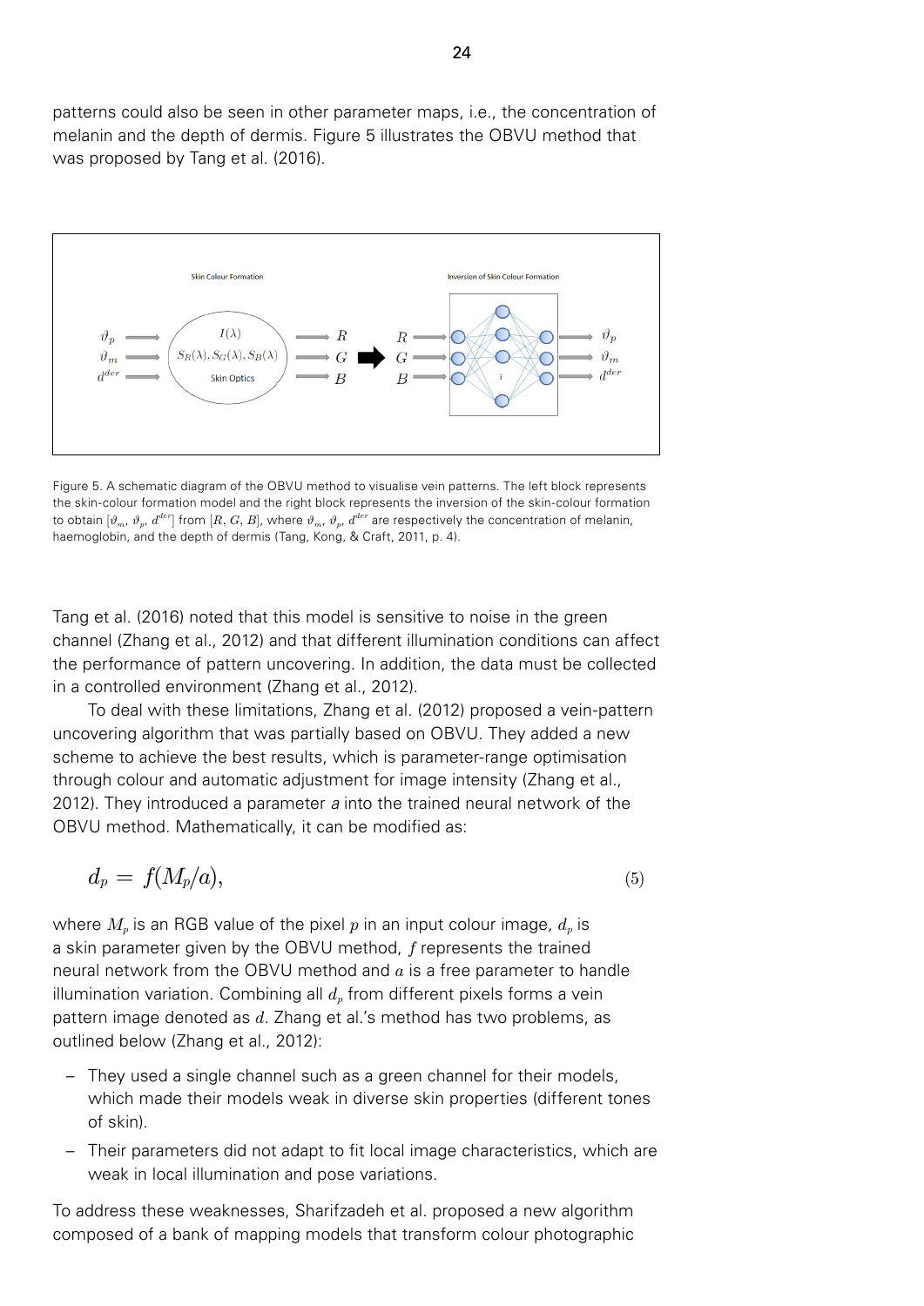patterns could also be seen in other parameter maps, i.e., the concentration of melanin and the depth of dermis. Figure 5 illustrates the OBVU method that was proposed by Tang et al. (2016).

Figure 5. A schematic diagram of the OBVU method to visualise vein patterns. The left block represents the skin-colour formation model and the right block represents the inversion of the skin-colour formation to obtain $[\vartheta_m, \vartheta_p, d^{der}]$ from $[R, G, B]$, where $\vartheta_m$, $\vartheta_p$, $d^{der}$ are respectively the concentration of melanin, haemoglobin, and the depth of dermis (Tang, Kong, & Craft, 2011, p. 4).

Tang et al. (2016) noted that this model is sensitive to noise in the green channel (Zhang et al., 2012) and that different illumination conditions can affect the performance of pattern uncovering. In addition, the data must be collected in a controlled environment (Zhang et al., 2012).

To deal with these limitations, Zhang et al. (2012) proposed a vein-pattern uncovering algorithm that was partially based on OBVU. They added a new scheme to achieve the best results, which is parameter-range optimisation through colour and automatic adjustment for image intensity (Zhang et al., 2012). They introduced a parameter *a* into the trained neural network of the OBVU method. Mathematically, it can be modified as:

$$d_p = f(M_p/a), \tag{5}$$

where $M_p$ is an RGB value of the pixel $p$ in an input colour image, $d_p$ is a skin parameter given by the OBVU method, $f$ represents the trained neural network from the OBVU method and $a$ is a free parameter to handle illumination variation. Combining all $d_p$ from different pixels forms a vein pattern image denoted as $d$. Zhang et al.'s method has two problems, as outlined below (Zhang et al., 2012):

- They used a single channel such as a green channel for their models, which made their models weak in diverse skin properties (different tones of skin).
- Their parameters did not adapt to fit local image characteristics, which are weak in local illumination and pose variations.

To address these weaknesses, Sharifzadeh et al. proposed a new algorithm composed of a bank of mapping models that transform colour photographic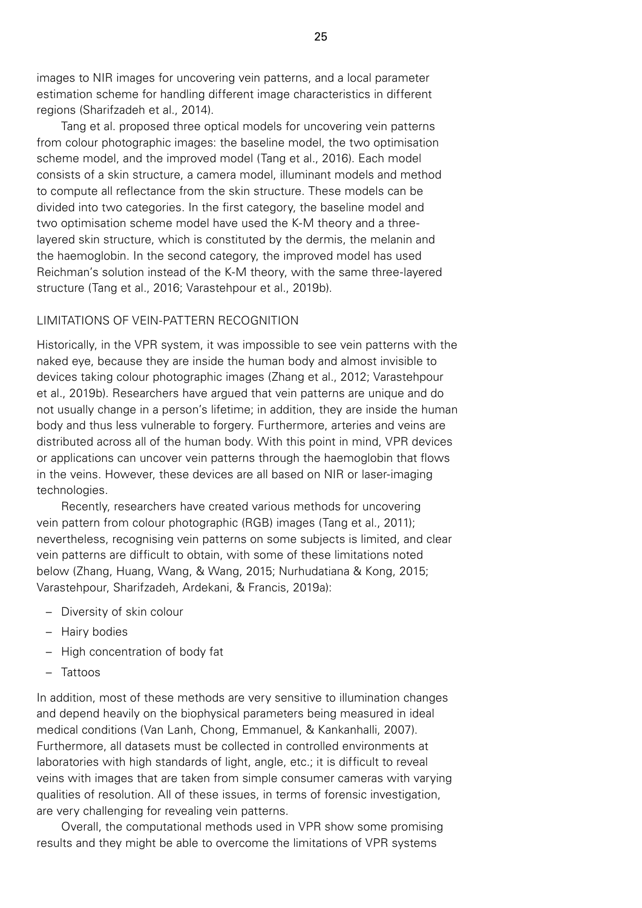images to NIR images for uncovering vein patterns, and a local parameter estimation scheme for handling different image characteristics in different regions (Sharifzadeh et al., 2014).

Tang et al. proposed three optical models for uncovering vein patterns from colour photographic images: the baseline model, the two optimisation scheme model, and the improved model (Tang et al., 2016). Each model consists of a skin structure, a camera model, illuminant models and method to compute all reflectance from the skin structure. These models can be divided into two categories. In the first category, the baseline model and two optimisation scheme model have used the K-M theory and a three-layered skin structure, which is constituted by the dermis, the melanin and the haemoglobin. In the second category, the improved model has used Reichman's solution instead of the K-M theory, with the same three-layered structure (Tang et al., 2016; Varastehpour et al., 2019b).

## LIMITATIONS OF VEIN-PATTERN RECOGNITION

Historically, in the VPR system, it was impossible to see vein patterns with the naked eye, because they are inside the human body and almost invisible to devices taking colour photographic images (Zhang et al., 2012; Varastehpour et al., 2019b). Researchers have argued that vein patterns are unique and do not usually change in a person's lifetime; in addition, they are inside the human body and thus less vulnerable to forgery. Furthermore, arteries and veins are distributed across all of the human body. With this point in mind, VPR devices or applications can uncover vein patterns through the haemoglobin that flows in the veins. However, these devices are all based on NIR or laser-imaging technologies.

Recently, researchers have created various methods for uncovering vein pattern from colour photographic (RGB) images (Tang et al., 2011); nevertheless, recognising vein patterns on some subjects is limited, and clear vein patterns are difficult to obtain, with some of these limitations noted below (Zhang, Huang, Wang, & Wang, 2015; Nurhudatiana & Kong, 2015; Varastehpour, Sharifzadeh, Ardekani, & Francis, 2019a):

- Diversity of skin colour
- Hairy bodies
- High concentration of body fat
- Tattoos

In addition, most of these methods are very sensitive to illumination changes and depend heavily on the biophysical parameters being measured in ideal medical conditions (Van Lanh, Chong, Emmanuel, & Kankanhalli, 2007). Furthermore, all datasets must be collected in controlled environments at laboratories with high standards of light, angle, etc.; it is difficult to reveal veins with images that are taken from simple consumer cameras with varying qualities of resolution. All of these issues, in terms of forensic investigation, are very challenging for revealing vein patterns.

Overall, the computational methods used in VPR show some promising results and they might be able to overcome the limitations of VPR systems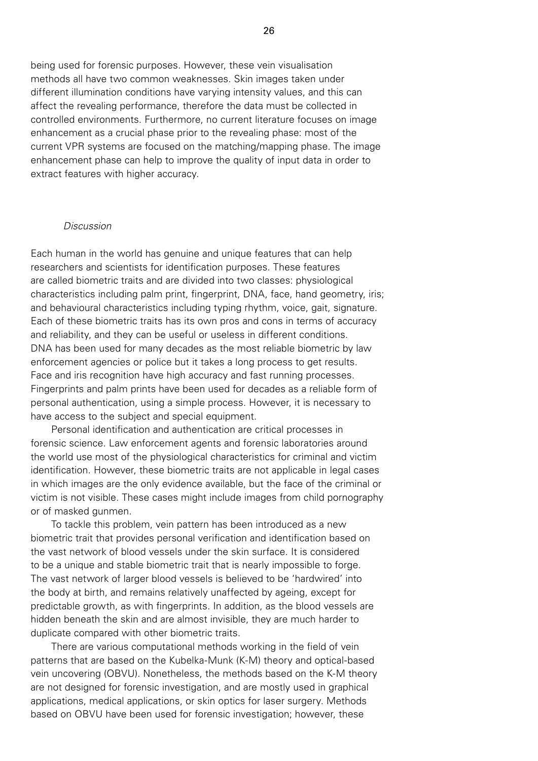being used for forensic purposes. However, these vein visualisation methods all have two common weaknesses. Skin images taken under different illumination conditions have varying intensity values, and this can affect the revealing performance, therefore the data must be collected in controlled environments. Furthermore, no current literature focuses on image enhancement as a crucial phase prior to the revealing phase: most of the current VPR systems are focused on the matching/mapping phase. The image enhancement phase can help to improve the quality of input data in order to extract features with higher accuracy.

### *Discussion*

Each human in the world has genuine and unique features that can help researchers and scientists for identification purposes. These features are called biometric traits and are divided into two classes: physiological characteristics including palm print, fingerprint, DNA, face, hand geometry, iris; and behavioural characteristics including typing rhythm, voice, gait, signature. Each of these biometric traits has its own pros and cons in terms of accuracy and reliability, and they can be useful or useless in different conditions. DNA has been used for many decades as the most reliable biometric by law enforcement agencies or police but it takes a long process to get results. Face and iris recognition have high accuracy and fast running processes. Fingerprints and palm prints have been used for decades as a reliable form of personal authentication, using a simple process. However, it is necessary to have access to the subject and special equipment.

Personal identification and authentication are critical processes in forensic science. Law enforcement agents and forensic laboratories around the world use most of the physiological characteristics for criminal and victim identification. However, these biometric traits are not applicable in legal cases in which images are the only evidence available, but the face of the criminal or victim is not visible. These cases might include images from child pornography or of masked gunmen.

To tackle this problem, vein pattern has been introduced as a new biometric trait that provides personal verification and identification based on the vast network of blood vessels under the skin surface. It is considered to be a unique and stable biometric trait that is nearly impossible to forge. The vast network of larger blood vessels is believed to be 'hardwired' into the body at birth, and remains relatively unaffected by ageing, except for predictable growth, as with fingerprints. In addition, as the blood vessels are hidden beneath the skin and are almost invisible, they are much harder to duplicate compared with other biometric traits.

There are various computational methods working in the field of vein patterns that are based on the Kubelka-Munk (K-M) theory and optical-based vein uncovering (OBVU). Nonetheless, the methods based on the K-M theory are not designed for forensic investigation, and are mostly used in graphical applications, medical applications, or skin optics for laser surgery. Methods based on OBVU have been used for forensic investigation; however, these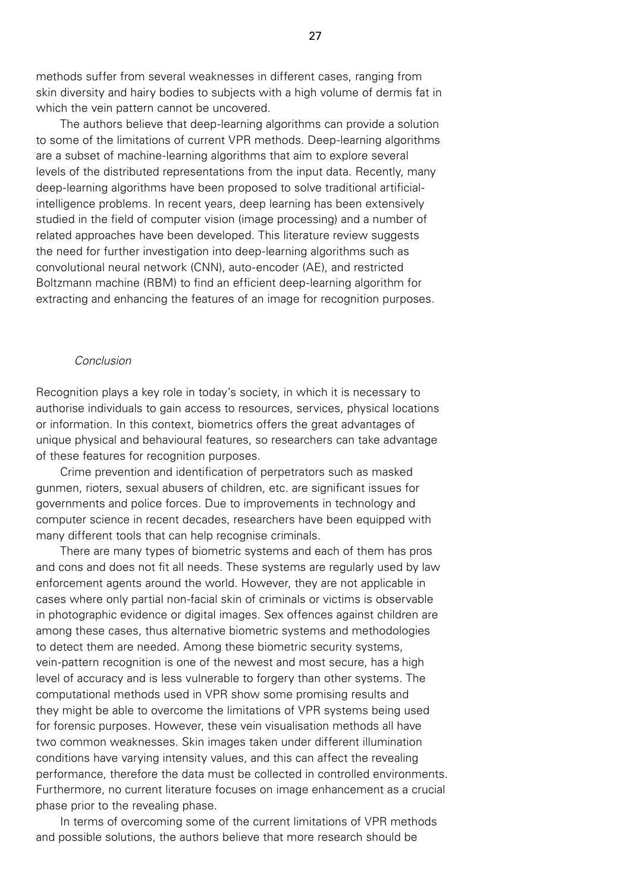methods suffer from several weaknesses in different cases, ranging from skin diversity and hairy bodies to subjects with a high volume of dermis fat in which the vein pattern cannot be uncovered.

The authors believe that deep-learning algorithms can provide a solution to some of the limitations of current VPR methods. Deep-learning algorithms are a subset of machine-learning algorithms that aim to explore several levels of the distributed representations from the input data. Recently, many deep-learning algorithms have been proposed to solve traditional artificial-intelligence problems. In recent years, deep learning has been extensively studied in the field of computer vision (image processing) and a number of related approaches have been developed. This literature review suggests the need for further investigation into deep-learning algorithms such as convolutional neural network (CNN), auto-encoder (AE), and restricted Boltzmann machine (RBM) to find an efficient deep-learning algorithm for extracting and enhancing the features of an image for recognition purposes.

## *Conclusion*

Recognition plays a key role in today's society, in which it is necessary to authorise individuals to gain access to resources, services, physical locations or information. In this context, biometrics offers the great advantages of unique physical and behavioural features, so researchers can take advantage of these features for recognition purposes.

Crime prevention and identification of perpetrators such as masked gunmen, rioters, sexual abusers of children, etc. are significant issues for governments and police forces. Due to improvements in technology and computer science in recent decades, researchers have been equipped with many different tools that can help recognise criminals.

There are many types of biometric systems and each of them has pros and cons and does not fit all needs. These systems are regularly used by law enforcement agents around the world. However, they are not applicable in cases where only partial non-facial skin of criminals or victims is observable in photographic evidence or digital images. Sex offences against children are among these cases, thus alternative biometric systems and methodologies to detect them are needed. Among these biometric security systems, vein-pattern recognition is one of the newest and most secure, has a high level of accuracy and is less vulnerable to forgery than other systems. The computational methods used in VPR show some promising results and they might be able to overcome the limitations of VPR systems being used for forensic purposes. However, these vein visualisation methods all have two common weaknesses. Skin images taken under different illumination conditions have varying intensity values, and this can affect the revealing performance, therefore the data must be collected in controlled environments. Furthermore, no current literature focuses on image enhancement as a crucial phase prior to the revealing phase.

In terms of overcoming some of the current limitations of VPR methods and possible solutions, the authors believe that more research should be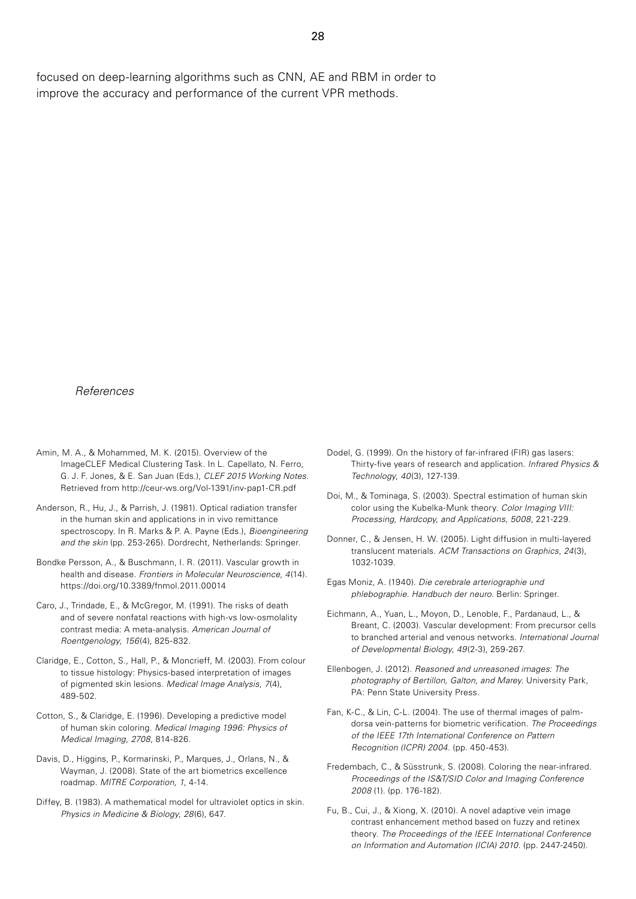focused on deep-learning algorithms such as CNN, AE and RBM in order to improve the accuracy and performance of the current VPR methods.

## *References*

Amin, M. A., & Mohammed, M. K. (2015). Overview of the ImageCLEF Medical Clustering Task. In L. Capellato, N. Ferro, G. J. F. Jones, & E. San Juan (Eds.), *CLEF 2015 Working Notes*. Retrieved from http://ceur-ws.org/Vol-1391/inv-pap1-CR.pdf

Anderson, R., Hu, J., & Parrish, J. (1981). Optical radiation transfer in the human skin and applications in in vivo remittance spectroscopy. In R. Marks & P. A. Payne (Eds.), *Bioengineering and the skin* (pp. 253-265). Dordrecht, Netherlands: Springer.

Bondke Persson, A., & Buschmann, I. R. (2011). Vascular growth in health and disease. *Frontiers in Molecular Neuroscience, 4*(14). https://doi.org/10.3389/fnmol.2011.00014

Caro, J., Trindade, E., & McGregor, M. (1991). The risks of death and of severe nonfatal reactions with high-vs low-osmolality contrast media: A meta-analysis. *American Journal of Roentgenology, 156*(4), 825-832.

Claridge, E., Cotton, S., Hall, P., & Moncrieff, M. (2003). From colour to tissue histology: Physics-based interpretation of images of pigmented skin lesions. *Medical Image Analysis*, *7*(4), 489-502.

Cotton, S., & Claridge, E. (1996). Developing a predictive model of human skin coloring. *Medical Imaging 1996: Physics of Medical Imaging*, *2708*, 814-826.

Davis, D., Higgins, P., Kormarinski, P., Marques, J., Orlans, N., & Wayman, J. (2008). State of the art biometrics excellence roadmap. *MITRE Corporation*, *1*, 4-14.

Diffey, B. (1983). A mathematical model for ultraviolet optics in skin. *Physics in Medicine & Biology*, *28*(6), 647.

Dodel, G. (1999). On the history of far-infrared (FIR) gas lasers: Thirty-five years of research and application. *Infrared Physics & Technology*, *40*(3), 127-139.

Doi, M., & Tominaga, S. (2003). Spectral estimation of human skin color using the Kubelka-Munk theory. *Color Imaging VIII: Processing, Hardcopy, and Applications*, *5008*, 221-229.

Donner, C., & Jensen, H. W. (2005). Light diffusion in multi-layered translucent materials. *ACM Transactions on Graphics*, *24*(3), 1032-1039.

Egas Moniz, A. (1940). *Die cerebrale arteriographie und phlebographie. Handbuch der neuro.* Berlin: Springer.

Eichmann, A., Yuan, L., Moyon, D., Lenoble, F., Pardanaud, L., & Breant, C. (2003). Vascular development: From precursor cells to branched arterial and venous networks. *International Journal of Developmental Biology*, *49*(2-3), 259-267.

Ellenbogen, J. (2012). *Reasoned and unreasoned images: The photography of Bertillon, Galton, and Marey*. University Park, PA: Penn State University Press.

Fan, K-C., & Lin, C-L. (2004). The use of thermal images of palm-dorsa vein-patterns for biometric verification. *The Proceedings of the IEEE 17th International Conference on Pattern Recognition (ICPR) 2004*. (pp. 450-453).

Fredembach, C., & Süsstrunk, S. (2008). Coloring the near-infrared. *Proceedings of the IS&T/SID Color and Imaging Conference 2008* (1). (pp. 176-182).

Fu, B., Cui, J., & Xiong, X. (2010). A novel adaptive vein image contrast enhancement method based on fuzzy and retinex theory. *The Proceedings of the IEEE International Conference on Information and Automation (ICIA) 2010*. (pp. 2447-2450).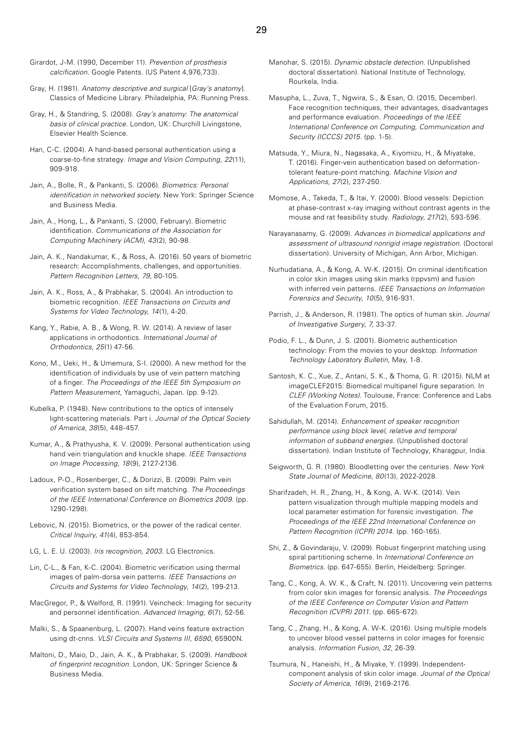Girardot, J-M. (1990, December 11). *Prevention of prosthesis calcification*. Google Patents. (US Patent 4,976,733).

Gray, H. (1981). *Anatomy descriptive and surgical* [*Gray's anatomy*]. Classics of Medicine Library. Philadelphia, PA: Running Press.

Gray, H., & Standring, S. (2008). *Gray's anatomy: The anatomical basis of clinical practice*. London, UK: Churchill Livingstone, Elsevier Health Science.

Han, C-C. (2004). A hand-based personal authentication using a coarse-to-fine strategy. *Image and Vision Computing*, *22*(11), 909-918.

Jain, A., Bolle, R., & Pankanti, S. (2006). *Biometrics: Personal identification in networked society*. New York: Springer Science and Business Media.

Jain, A., Hong, L., & Pankanti, S. (2000, February). Biometric identification. *Communications of the Association for Computing Machinery (ACM)*, *43*(2), 90-98.

Jain, A. K., Nandakumar, K., & Ross, A. (2016). 50 years of biometric research: Accomplishments, challenges, and opportunities. *Pattern Recognition Letters*, *79*, 80-105.

Jain, A. K., Ross, A., & Prabhakar, S. (2004). An introduction to biometric recognition. *IEEE Transactions on Circuits and Systems for Video Technology*, *14*(1), 4-20.

Kang, Y., Rabie, A. B., & Wong, R. W. (2014). A review of laser applications in orthodontics. *International Journal of Orthodontics*, *25*(1) 47-56.

Kono, M., Ueki, H., & Umemura, S-I. (2000). A new method for the identification of individuals by use of vein pattern matching of a finger. *The Proceedings of the IEEE 5th Symposium on Pattern Measurement*, Yamaguchi, Japan. (pp. 9-12).

Kubelka, P. (1948). New contributions to the optics of intensely light-scattering materials. Part i. *Journal of the Optical Society of America*, *38*(5), 448-457.

Kumar, A., & Prathyusha, K. V. (2009). Personal authentication using hand vein triangulation and knuckle shape. *IEEE Transactions on Image Processing*, *18*(9), 2127-2136.

Ladoux, P-O., Rosenberger, C., & Dorizzi, B. (2009). Palm vein verification system based on sift matching. *The Proceedings of the IEEE International Conference on Biometrics 2009*. (pp. 1290-1298).

Lebovic, N. (2015). Biometrics, or the power of the radical center. *Critical Inquiry*, *41*(4), 853-854.

LG, L. E. U. (2003). *Iris recognition, 2003*. LG Electronics.

Lin, C-L., & Fan, K-C. (2004). Biometric verification using thermal images of palm-dorsa vein patterns. *IEEE Transactions on Circuits and Systems for Video Technology*, *14*(2), 199-213.

MacGregor, P., & Welford, R. (1991). Veincheck: Imaging for security and personnel identification. *Advanced Imaging*, *6*(7), 52-56.

Malki, S., & Spaanenburg, L. (2007). Hand veins feature extraction using dt-cnns. *VLSI Circuits and Systems III*, *6590*, 65900N.

Maltoni, D., Maio, D., Jain, A. K., & Prabhakar, S. (2009). *Handbook of fingerprint recognition*. London, UK: Springer Science & Business Media.

Manohar, S. (2015). *Dynamic obstacle detection*. (Unpublished doctoral dissertation). National Institute of Technology, Rourkela, India.

Masupha, L., Zuva, T., Ngwira, S., & Esan, O. (2015, December). Face recognition techniques, their advantages, disadvantages and performance evaluation. *Proceedings of the IEEE International Conference on Computing, Communication and Security (ICCCS) 2015*. (pp. 1-5).

Matsuda, Y., Miura, N., Nagasaka, A., Kiyomizu, H., & Miyatake, T. (2016). Finger-vein authentication based on deformation-tolerant feature-point matching. *Machine Vision and Applications*, *27*(2), 237-250.

Momose, A., Takeda, T., & Itai, Y. (2000). Blood vessels: Depiction at phase-contrast x-ray imaging without contrast agents in the mouse and rat feasibility study. *Radiology*, *217*(2), 593-596.

Narayanasamy, G. (2009). *Advances in biomedical applications and assessment of ultrasound nonrigid image registration*. (Doctoral dissertation). University of Michigan, Ann Arbor, Michigan.

Nurhudatiana, A., & Kong, A. W-K. (2015). On criminal identification in color skin images using skin marks (rppvsm) and fusion with inferred vein patterns. *IEEE Transactions on Information Forensics and Security*, *10*(5), 916-931.

Parrish, J., & Anderson, R. (1981). The optics of human skin. *Journal of Investigative Surgery*, *7*, 33-37.

Podio, F. L., & Dunn, J. S. (2001). Biometric authentication technology: From the movies to your desktop. *Information Technology Laboratory Bulletin*, May, 1-8.

Santosh, K. C., Xue, Z., Antani, S. K., & Thoma, G. R. (2015). NLM at imageCLEF2015: Biomedical multipanel figure separation. In *CLEF (Working Notes)*. Toulouse, France: Conference and Labs of the Evaluation Forum, 2015.

Sahidullah, M. (2014). *Enhancement of speaker recognition performance using block level, relative and temporal information of subband energies*. (Unpublished doctoral dissertation). Indian Institute of Technology, Kharagpur, India.

Seigworth, G. R. (1980). Bloodletting over the centuries. *New York State Journal of Medicine*, *80*(13), 2022-2028.

Sharifzadeh, H. R., Zhang, H., & Kong, A. W-K. (2014). Vein pattern visualization through multiple mapping models and local parameter estimation for forensic investigation. *The Proceedings of the IEEE 22nd International Conference on Pattern Recognition (ICPR) 2014*. (pp. 160-165).

Shi, Z., & Govindaraju, V. (2009). Robust fingerprint matching using spiral partitioning scheme. In *International Conference on Biometrics*. (pp. 647-655). Berlin, Heidelberg: Springer.

Tang, C., Kong, A. W. K., & Craft, N. (2011). Uncovering vein patterns from color skin images for forensic analysis. *The Proceedings of the IEEE Conference on Computer Vision and Pattern Recognition (CVPR) 2011*. (pp. 665-672).

Tang, C., Zhang, H., & Kong, A. W-K. (2016). Using multiple models to uncover blood vessel patterns in color images for forensic analysis. *Information Fusion*, *32*, 26-39.

Tsumura, N., Haneishi, H., & Miyake, Y. (1999). Independent-component analysis of skin color image. *Journal of the Optical Society of America*, *16*(9), 2169-2176.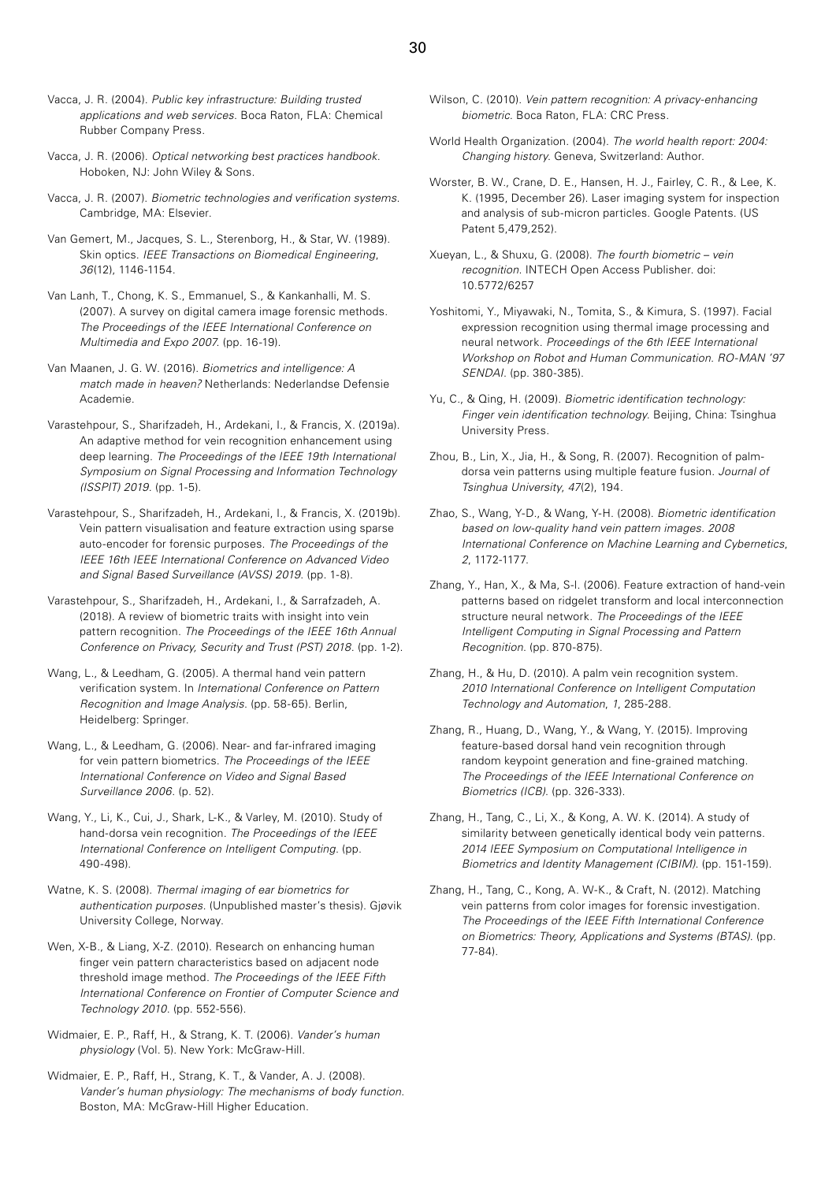Vacca, J. R. (2004). *Public key infrastructure: Building trusted applications and web services*. Boca Raton, FLA: Chemical Rubber Company Press.

Vacca, J. R. (2006). *Optical networking best practices handbook*. Hoboken, NJ: John Wiley & Sons.

Vacca, J. R. (2007). *Biometric technologies and verification systems*. Cambridge, MA: Elsevier.

Van Gemert, M., Jacques, S. L., Sterenborg, H., & Star, W. (1989). Skin optics. *IEEE Transactions on Biomedical Engineering*, *36*(12), 1146-1154.

Van Lanh, T., Chong, K. S., Emmanuel, S., & Kankanhalli, M. S. (2007). A survey on digital camera image forensic methods. *The Proceedings of the IEEE International Conference on Multimedia and Expo 2007*. (pp. 16-19).

Van Maanen, J. G. W. (2016). *Biometrics and intelligence: A match made in heaven?* Netherlands: Nederlandse Defensie Academie.

Varastehpour, S., Sharifzadeh, H., Ardekani, I., & Francis, X. (2019a). An adaptive method for vein recognition enhancement using deep learning. *The Proceedings of the IEEE 19th International Symposium on Signal Processing and Information Technology (ISSPIT) 2019*. (pp. 1-5).

Varastehpour, S., Sharifzadeh, H., Ardekani, I., & Francis, X. (2019b). Vein pattern visualisation and feature extraction using sparse auto-encoder for forensic purposes. *The Proceedings of the IEEE 16th IEEE International Conference on Advanced Video and Signal Based Surveillance (AVSS) 2019*. (pp. 1-8).

Varastehpour, S., Sharifzadeh, H., Ardekani, I., & Sarrafzadeh, A. (2018). A review of biometric traits with insight into vein pattern recognition. *The Proceedings of the IEEE 16th Annual Conference on Privacy, Security and Trust (PST) 2018*. (pp. 1-2).

Wang, L., & Leedham, G. (2005). A thermal hand vein pattern verification system. In *International Conference on Pattern Recognition and Image Analysis*. (pp. 58-65). Berlin, Heidelberg: Springer.

Wang, L., & Leedham, G. (2006). Near- and far-infrared imaging for vein pattern biometrics. *The Proceedings of the IEEE International Conference on Video and Signal Based Surveillance 2006*. (p. 52).

Wang, Y., Li, K., Cui, J., Shark, L-K., & Varley, M. (2010). Study of hand-dorsa vein recognition. *The Proceedings of the IEEE International Conference on Intelligent Computing*. (pp. 490-498).

Watne, K. S. (2008). *Thermal imaging of ear biometrics for authentication purposes*. (Unpublished master's thesis). Gjøvik University College, Norway.

Wen, X-B., & Liang, X-Z. (2010). Research on enhancing human finger vein pattern characteristics based on adjacent node threshold image method. *The Proceedings of the IEEE Fifth International Conference on Frontier of Computer Science and Technology 2010*. (pp. 552-556).

Widmaier, E. P., Raff, H., & Strang, K. T. (2006). *Vander's human physiology* (Vol. 5). New York: McGraw-Hill.

Widmaier, E. P., Raff, H., Strang, K. T., & Vander, A. J. (2008). *Vander's human physiology: The mechanisms of body function*. Boston, MA: McGraw-Hill Higher Education.

Wilson, C. (2010). *Vein pattern recognition: A privacy-enhancing biometric*. Boca Raton, FLA: CRC Press.

World Health Organization. (2004). *The world health report: 2004: Changing history*. Geneva, Switzerland: Author.

Worster, B. W., Crane, D. E., Hansen, H. J., Fairley, C. R., & Lee, K. K. (1995, December 26). Laser imaging system for inspection and analysis of sub-micron particles. Google Patents. (US Patent 5,479,252).

Xueyan, L., & Shuxu, G. (2008). *The fourth biometric – vein recognition*. INTECH Open Access Publisher. doi: 10.5772/6257

Yoshitomi, Y., Miyawaki, N., Tomita, S., & Kimura, S. (1997). Facial expression recognition using thermal image processing and neural network. *Proceedings of the 6th IEEE International Workshop on Robot and Human Communication. RO-MAN '97 SENDAI*. (pp. 380-385).

Yu, C., & Qing, H. (2009). *Biometric identification technology: Finger vein identification technology*. Beijing, China: Tsinghua University Press.

Zhou, B., Lin, X., Jia, H., & Song, R. (2007). Recognition of palm-dorsa vein patterns using multiple feature fusion. *Journal of Tsinghua University*, *47*(2), 194.

Zhao, S., Wang, Y-D., & Wang, Y-H. (2008). *Biometric identification based on low-quality hand vein pattern images. 2008 International Conference on Machine Learning and Cybernetics*, *2*, 1172-1177.

Zhang, Y., Han, X., & Ma, S-l. (2006). Feature extraction of hand-vein patterns based on ridgelet transform and local interconnection structure neural network. *The Proceedings of the IEEE Intelligent Computing in Signal Processing and Pattern Recognition*. (pp. 870-875).

Zhang, H., & Hu, D. (2010). A palm vein recognition system. *2010 International Conference on Intelligent Computation Technology and Automation*, *1*, 285-288.

Zhang, R., Huang, D., Wang, Y., & Wang, Y. (2015). Improving feature-based dorsal hand vein recognition through random keypoint generation and fine-grained matching. *The Proceedings of the IEEE International Conference on Biometrics (ICB)*. (pp. 326-333).

Zhang, H., Tang, C., Li, X., & Kong, A. W. K. (2014). A study of similarity between genetically identical body vein patterns. *2014 IEEE Symposium on Computational Intelligence in Biometrics and Identity Management (CIBIM)*. (pp. 151-159).

Zhang, H., Tang, C., Kong, A. W-K., & Craft, N. (2012). Matching vein patterns from color images for forensic investigation. *The Proceedings of the IEEE Fifth International Conference on Biometrics: Theory, Applications and Systems (BTAS)*. (pp. 77-84).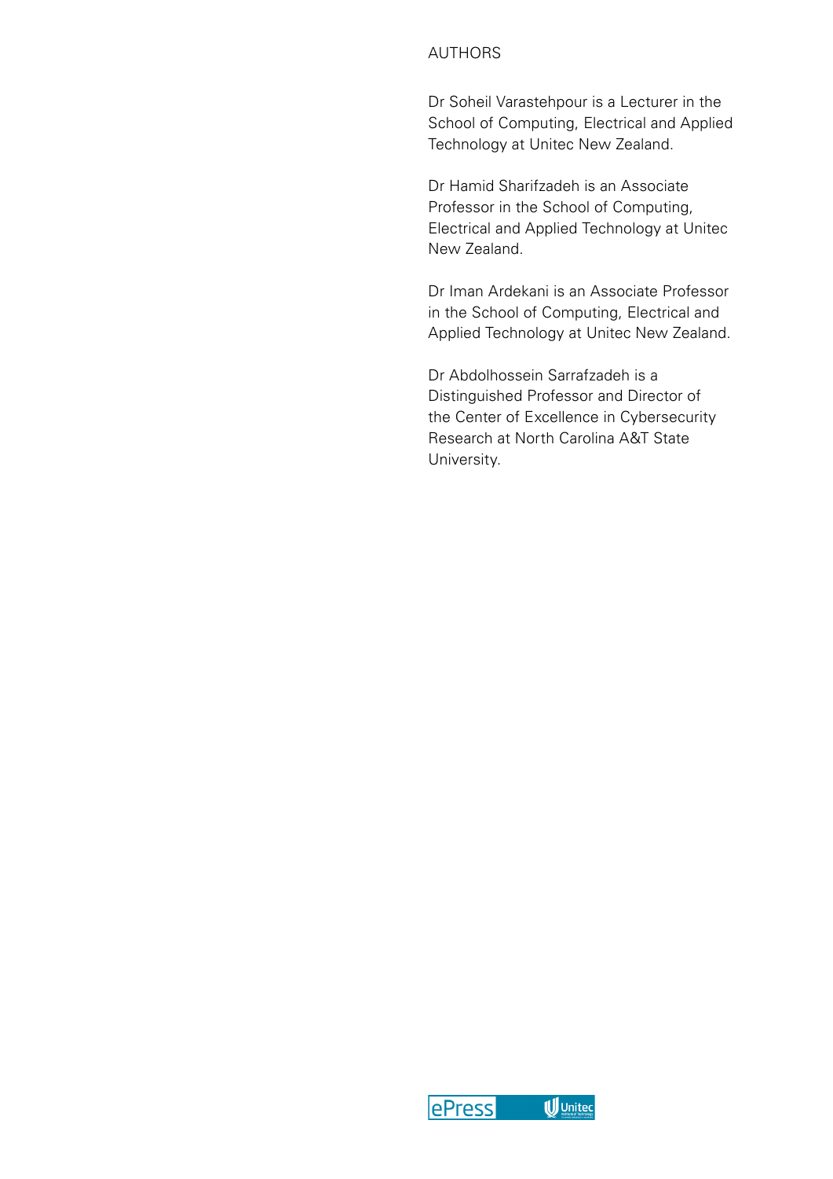## AUTHORS

Dr Soheil Varastehpour is a Lecturer in the School of Computing, Electrical and Applied Technology at Unitec New Zealand.

Dr Hamid Sharifzadeh is an Associate Professor in the School of Computing, Electrical and Applied Technology at Unitec New Zealand.

Dr Iman Ardekani is an Associate Professor in the School of Computing, Electrical and Applied Technology at Unitec New Zealand.

Dr Abdolhossein Sarrafzadeh is a Distinguished Professor and Director of the Center of Excellence in Cybersecurity Research at North Carolina A&T State University.

ePress Unitec